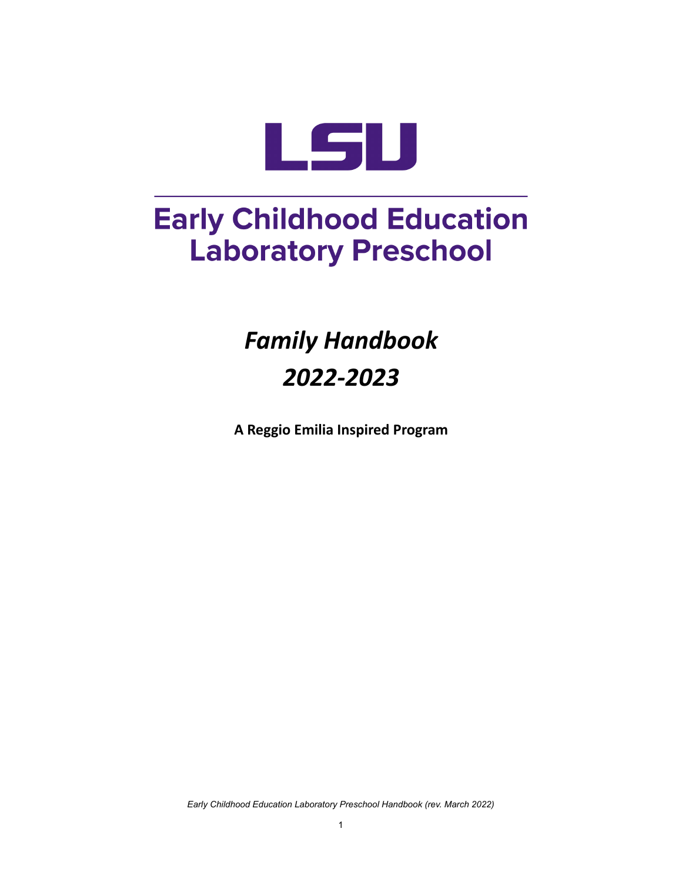LSU

# Early Childhood Education Laboratory Preschool

## *Family Handbook*
## *2022-2023*

**A Reggio Emilia Inspired Program**

*Early Childhood Education Laboratory Preschool Handbook (rev. March 2022)*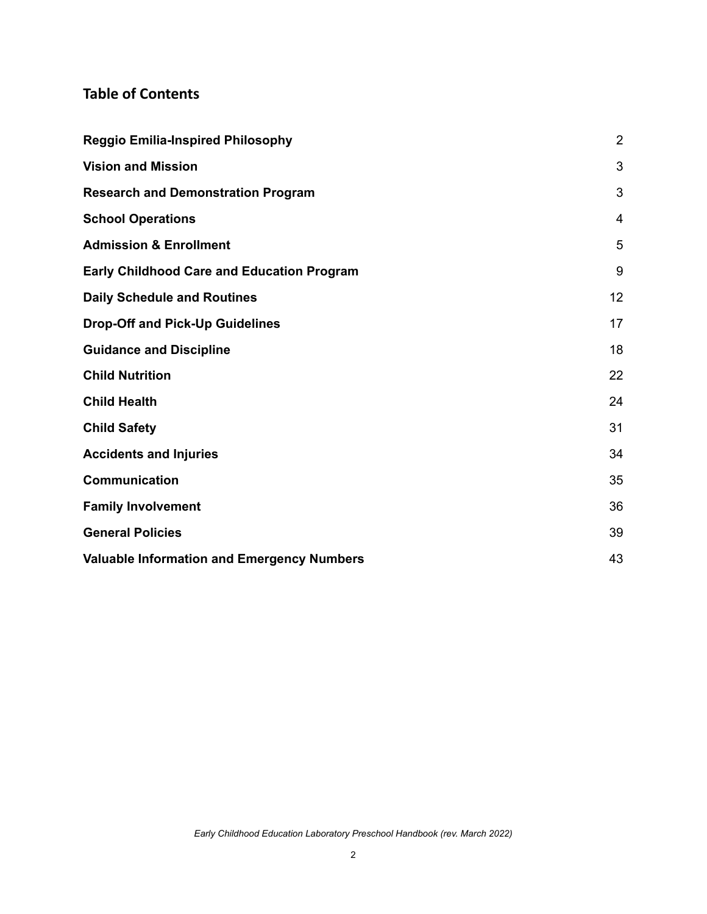## Table of Contents

| | |
|---|---|
| **Reggio Emilia-Inspired Philosophy** | 2 |
| **Vision and Mission** | 3 |
| **Research and Demonstration Program** | 3 |
| **School Operations** | 4 |
| **Admission & Enrollment** | 5 |
| **Early Childhood Care and Education Program** | 9 |
| **Daily Schedule and Routines** | 12 |
| **Drop-Off and Pick-Up Guidelines** | 17 |
| **Guidance and Discipline** | 18 |
| **Child Nutrition** | 22 |
| **Child Health** | 24 |
| **Child Safety** | 31 |
| **Accidents and Injuries** | 34 |
| **Communication** | 35 |
| **Family Involvement** | 36 |
| **General Policies** | 39 |
| **Valuable Information and Emergency Numbers** | 43 |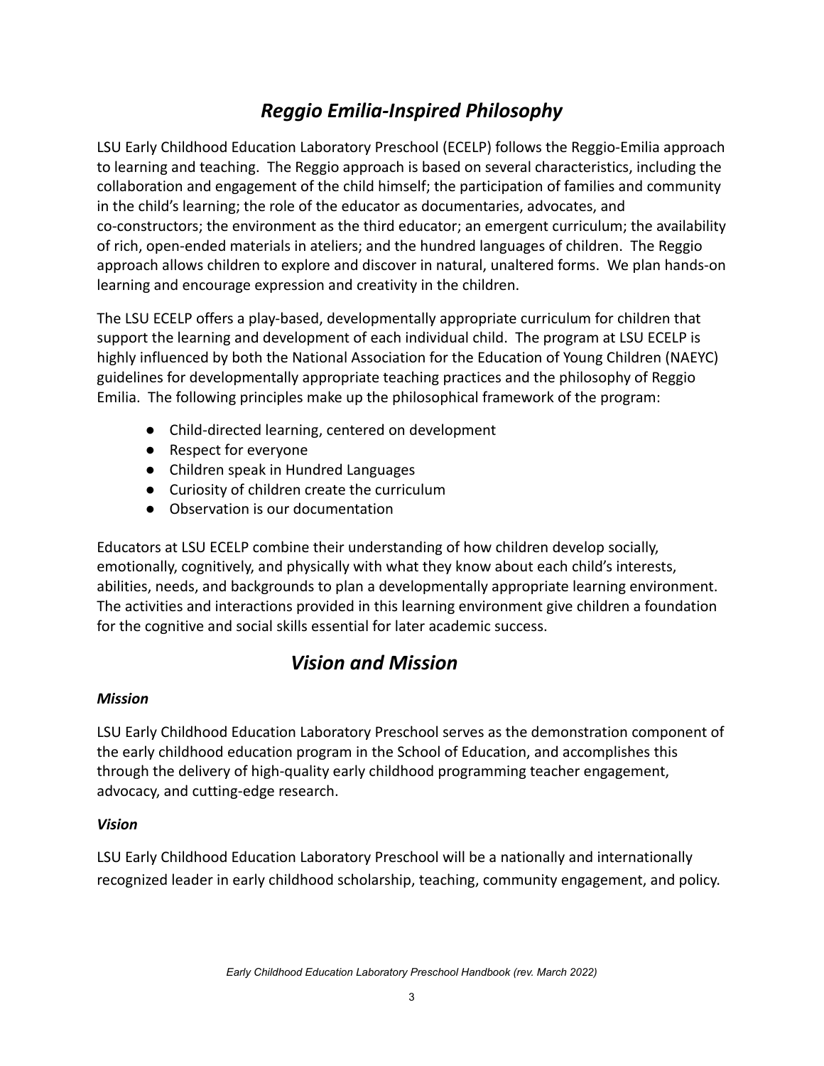# *Reggio Emilia-Inspired Philosophy*

LSU Early Childhood Education Laboratory Preschool (ECELP) follows the Reggio-Emilia approach to learning and teaching. The Reggio approach is based on several characteristics, including the collaboration and engagement of the child himself; the participation of families and community in the child's learning; the role of the educator as documentaries, advocates, and co-constructors; the environment as the third educator; an emergent curriculum; the availability of rich, open-ended materials in ateliers; and the hundred languages of children. The Reggio approach allows children to explore and discover in natural, unaltered forms. We plan hands-on learning and encourage expression and creativity in the children.

The LSU ECELP offers a play-based, developmentally appropriate curriculum for children that support the learning and development of each individual child. The program at LSU ECELP is highly influenced by both the National Association for the Education of Young Children (NAEYC) guidelines for developmentally appropriate teaching practices and the philosophy of Reggio Emilia. The following principles make up the philosophical framework of the program:

- Child-directed learning, centered on development
- Respect for everyone
- Children speak in Hundred Languages
- Curiosity of children create the curriculum
- Observation is our documentation

Educators at LSU ECELP combine their understanding of how children develop socially, emotionally, cognitively, and physically with what they know about each child's interests, abilities, needs, and backgrounds to plan a developmentally appropriate learning environment. The activities and interactions provided in this learning environment give children a foundation for the cognitive and social skills essential for later academic success.

# *Vision and Mission*

### *Mission*

LSU Early Childhood Education Laboratory Preschool serves as the demonstration component of the early childhood education program in the School of Education, and accomplishes this through the delivery of high-quality early childhood programming teacher engagement, advocacy, and cutting-edge research.

### *Vision*

LSU Early Childhood Education Laboratory Preschool will be a nationally and internationally recognized leader in early childhood scholarship, teaching, community engagement, and policy.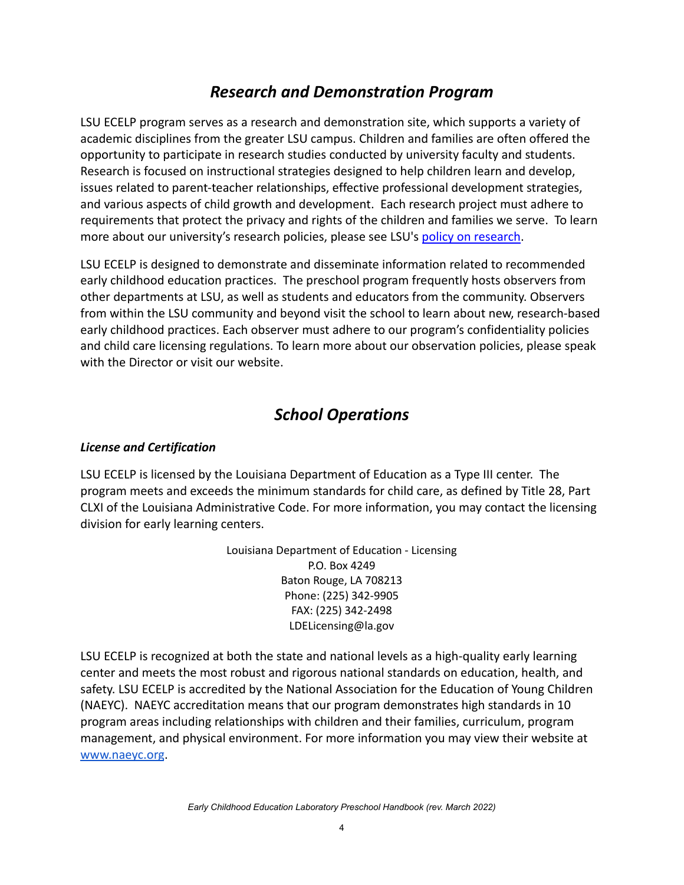## *Research and Demonstration Program*

LSU ECELP program serves as a research and demonstration site, which supports a variety of academic disciplines from the greater LSU campus. Children and families are often offered the opportunity to participate in research studies conducted by university faculty and students. Research is focused on instructional strategies designed to help children learn and develop, issues related to parent-teacher relationships, effective professional development strategies, and various aspects of child growth and development. Each research project must adhere to requirements that protect the privacy and rights of the children and families we serve. To learn more about our university's research policies, please see LSU's policy on research.

LSU ECELP is designed to demonstrate and disseminate information related to recommended early childhood education practices. The preschool program frequently hosts observers from other departments at LSU, as well as students and educators from the community. Observers from within the LSU community and beyond visit the school to learn about new, research-based early childhood practices. Each observer must adhere to our program's confidentiality policies and child care licensing regulations. To learn more about our observation policies, please speak with the Director or visit our website.

## *School Operations*

### *License and Certification*

LSU ECELP is licensed by the Louisiana Department of Education as a Type III center. The program meets and exceeds the minimum standards for child care, as defined by Title 28, Part CLXI of the Louisiana Administrative Code. For more information, you may contact the licensing division for early learning centers.

Louisiana Department of Education - Licensing
P.O. Box 4249
Baton Rouge, LA 708213
Phone: (225) 342-9905
FAX: (225) 342-2498
LDELicensing@la.gov

LSU ECELP is recognized at both the state and national levels as a high-quality early learning center and meets the most robust and rigorous national standards on education, health, and safety. LSU ECELP is accredited by the National Association for the Education of Young Children (NAEYC). NAEYC accreditation means that our program demonstrates high standards in 10 program areas including relationships with children and their families, curriculum, program management, and physical environment. For more information you may view their website at www.naeyc.org.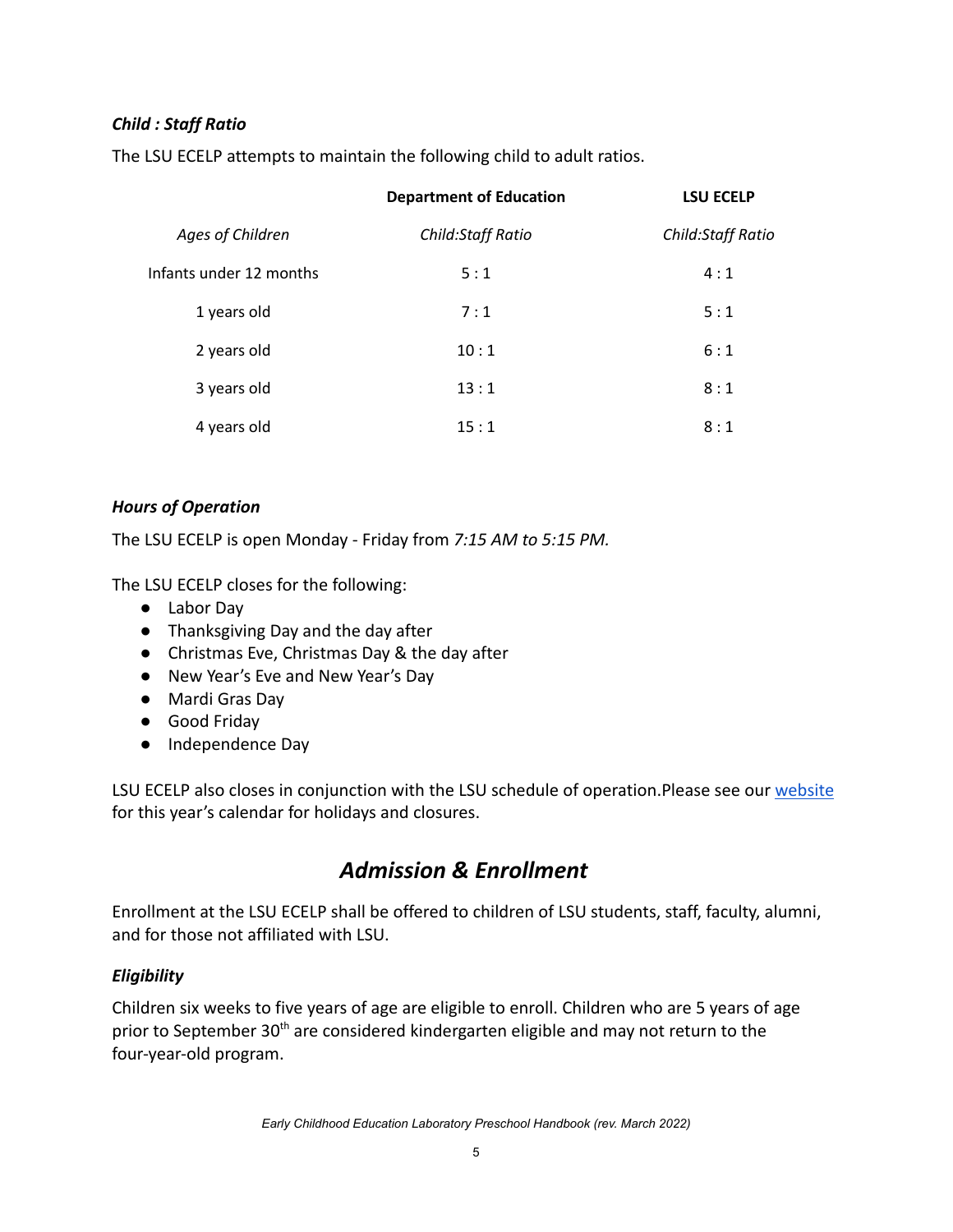### *Child : Staff Ratio*

The LSU ECELP attempts to maintain the following child to adult ratios.

| | **Department of Education** | **LSU ECELP** |
|---|---|---|
| *Ages of Children* | *Child:Staff Ratio* | *Child:Staff Ratio* |
| Infants under 12 months | 5 : 1 | 4 : 1 |
| 1 years old | 7 : 1 | 5 : 1 |
| 2 years old | 10 : 1 | 6 : 1 |
| 3 years old | 13 : 1 | 8 : 1 |
| 4 years old | 15 : 1 | 8 : 1 |

### *Hours of Operation*

The LSU ECELP is open Monday - Friday from *7:15 AM to 5:15 PM.*

The LSU ECELP closes for the following:

- Labor Day
- Thanksgiving Day and the day after
- Christmas Eve, Christmas Day & the day after
- New Year's Eve and New Year's Day
- Mardi Gras Day
- Good Friday
- Independence Day

LSU ECELP also closes in conjunction with the LSU schedule of operation.Please see our website for this year's calendar for holidays and closures.

## *Admission & Enrollment*

Enrollment at the LSU ECELP shall be offered to children of LSU students, staff, faculty, alumni, and for those not affiliated with LSU.

### *Eligibility*

Children six weeks to five years of age are eligible to enroll. Children who are 5 years of age prior to September 30th are considered kindergarten eligible and may not return to the four-year-old program.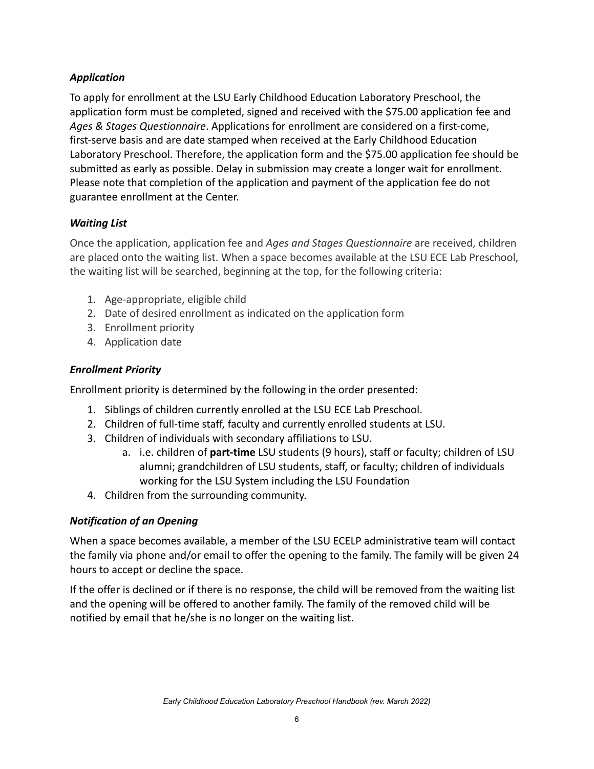### *Application*

To apply for enrollment at the LSU Early Childhood Education Laboratory Preschool, the application form must be completed, signed and received with the $75.00 application fee and *Ages & Stages Questionnaire*. Applications for enrollment are considered on a first-come, first-serve basis and are date stamped when received at the Early Childhood Education Laboratory Preschool. Therefore, the application form and the $75.00 application fee should be submitted as early as possible. Delay in submission may create a longer wait for enrollment. Please note that completion of the application and payment of the application fee do not guarantee enrollment at the Center.

### *Waiting List*

Once the application, application fee and *Ages and Stages Questionnaire* are received, children are placed onto the waiting list. When a space becomes available at the LSU ECE Lab Preschool, the waiting list will be searched, beginning at the top, for the following criteria:

1. Age-appropriate, eligible child
2. Date of desired enrollment as indicated on the application form
3. Enrollment priority
4. Application date

### *Enrollment Priority*

Enrollment priority is determined by the following in the order presented:

1. Siblings of children currently enrolled at the LSU ECE Lab Preschool.
2. Children of full-time staff, faculty and currently enrolled students at LSU.
3. Children of individuals with secondary affiliations to LSU.
    a. i.e. children of **part-time** LSU students (9 hours), staff or faculty; children of LSU alumni; grandchildren of LSU students, staff, or faculty; children of individuals working for the LSU System including the LSU Foundation
4. Children from the surrounding community.

### *Notification of an Opening*

When a space becomes available, a member of the LSU ECELP administrative team will contact the family via phone and/or email to offer the opening to the family. The family will be given 24 hours to accept or decline the space.

If the offer is declined or if there is no response, the child will be removed from the waiting list and the opening will be offered to another family. The family of the removed child will be notified by email that he/she is no longer on the waiting list.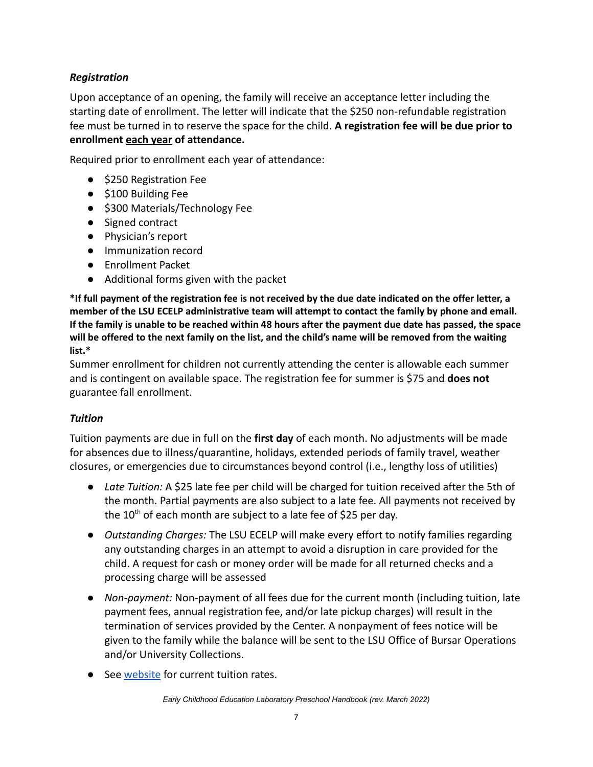### *Registration*

Upon acceptance of an opening, the family will receive an acceptance letter including the starting date of enrollment. The letter will indicate that the $250 non-refundable registration fee must be turned in to reserve the space for the child. **A registration fee will be due prior to enrollment <u>each year</u> of attendance.**

Required prior to enrollment each year of attendance:

- $250 Registration Fee
- $100 Building Fee
- $300 Materials/Technology Fee
- Signed contract
- Physician's report
- Immunization record
- Enrollment Packet
- Additional forms given with the packet

**\*If full payment of the registration fee is not received by the due date indicated on the offer letter, a member of the LSU ECELP administrative team will attempt to contact the family by phone and email. If the family is unable to be reached within 48 hours after the payment due date has passed, the space will be offered to the next family on the list, and the child's name will be removed from the waiting list.\***

Summer enrollment for children not currently attending the center is allowable each summer and is contingent on available space. The registration fee for summer is $75 and **does not** guarantee fall enrollment.

### *Tuition*

Tuition payments are due in full on the **first day** of each month. No adjustments will be made for absences due to illness/quarantine, holidays, extended periods of family travel, weather closures, or emergencies due to circumstances beyond control (i.e., lengthy loss of utilities)

- *Late Tuition:* A $25 late fee per child will be charged for tuition received after the 5th of the month. Partial payments are also subject to a late fee. All payments not received by the 10th of each month are subject to a late fee of $25 per day.
- *Outstanding Charges:* The LSU ECELP will make every effort to notify families regarding any outstanding charges in an attempt to avoid a disruption in care provided for the child. A request for cash or money order will be made for all returned checks and a processing charge will be assessed
- *Non-payment:* Non-payment of all fees due for the current month (including tuition, late payment fees, annual registration fee, and/or late pickup charges) will result in the termination of services provided by the Center. A nonpayment of fees notice will be given to the family while the balance will be sent to the LSU Office of Bursar Operations and/or University Collections.
- See website for current tuition rates.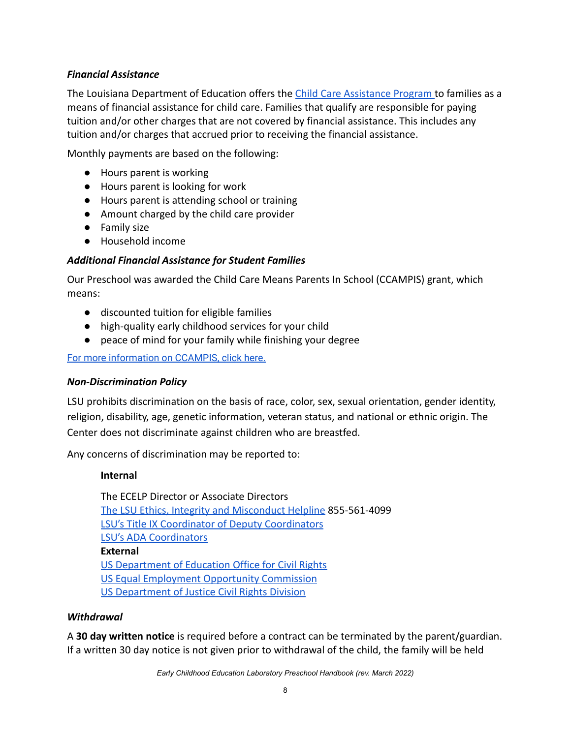### *Financial Assistance*

The Louisiana Department of Education offers the Child Care Assistance Program to families as a means of financial assistance for child care. Families that qualify are responsible for paying tuition and/or other charges that are not covered by financial assistance. This includes any tuition and/or charges that accrued prior to receiving the financial assistance.

Monthly payments are based on the following:

- Hours parent is working
- Hours parent is looking for work
- Hours parent is attending school or training
- Amount charged by the child care provider
- Family size
- Household income

### *Additional Financial Assistance for Student Families*

Our Preschool was awarded the Child Care Means Parents In School (CCAMPIS) grant, which means:

- discounted tuition for eligible families
- high-quality early childhood services for your child
- peace of mind for your family while finishing your degree

For more information on CCAMPIS, click here.

### *Non-Discrimination Policy*

LSU prohibits discrimination on the basis of race, color, sex, sexual orientation, gender identity, religion, disability, age, genetic information, veteran status, and national or ethnic origin. The Center does not discriminate against children who are breastfed.

Any concerns of discrimination may be reported to:

**Internal**

The ECELP Director or Associate Directors
The LSU Ethics, Integrity and Misconduct Helpline 855-561-4099
LSU's Title IX Coordinator of Deputy Coordinators
LSU's ADA Coordinators

**External**

US Department of Education Office for Civil Rights
US Equal Employment Opportunity Commission
US Department of Justice Civil Rights Division

### *Withdrawal*

A **30 day written notice** is required before a contract can be terminated by the parent/guardian. If a written 30 day notice is not given prior to withdrawal of the child, the family will be held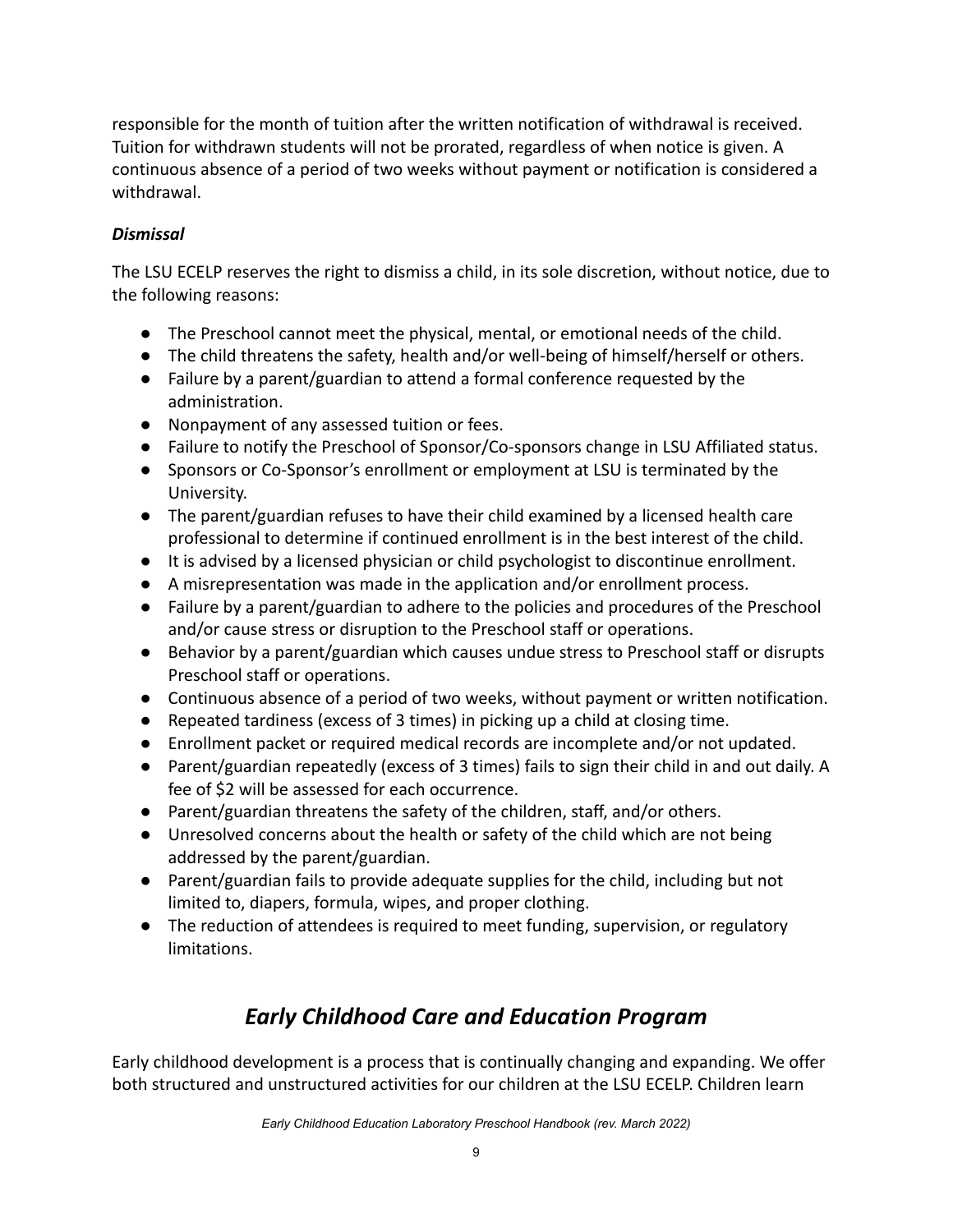responsible for the month of tuition after the written notification of withdrawal is received. Tuition for withdrawn students will not be prorated, regardless of when notice is given. A continuous absence of a period of two weeks without payment or notification is considered a withdrawal.

### *Dismissal*

The LSU ECELP reserves the right to dismiss a child, in its sole discretion, without notice, due to the following reasons:

- The Preschool cannot meet the physical, mental, or emotional needs of the child.
- The child threatens the safety, health and/or well-being of himself/herself or others.
- Failure by a parent/guardian to attend a formal conference requested by the administration.
- Nonpayment of any assessed tuition or fees.
- Failure to notify the Preschool of Sponsor/Co-sponsors change in LSU Affiliated status.
- Sponsors or Co-Sponsor's enrollment or employment at LSU is terminated by the University.
- The parent/guardian refuses to have their child examined by a licensed health care professional to determine if continued enrollment is in the best interest of the child.
- It is advised by a licensed physician or child psychologist to discontinue enrollment.
- A misrepresentation was made in the application and/or enrollment process.
- Failure by a parent/guardian to adhere to the policies and procedures of the Preschool and/or cause stress or disruption to the Preschool staff or operations.
- Behavior by a parent/guardian which causes undue stress to Preschool staff or disrupts Preschool staff or operations.
- Continuous absence of a period of two weeks, without payment or written notification.
- Repeated tardiness (excess of 3 times) in picking up a child at closing time.
- Enrollment packet or required medical records are incomplete and/or not updated.
- Parent/guardian repeatedly (excess of 3 times) fails to sign their child in and out daily. A fee of $2 will be assessed for each occurrence.
- Parent/guardian threatens the safety of the children, staff, and/or others.
- Unresolved concerns about the health or safety of the child which are not being addressed by the parent/guardian.
- Parent/guardian fails to provide adequate supplies for the child, including but not limited to, diapers, formula, wipes, and proper clothing.
- The reduction of attendees is required to meet funding, supervision, or regulatory limitations.

## *Early Childhood Care and Education Program*

Early childhood development is a process that is continually changing and expanding. We offer both structured and unstructured activities for our children at the LSU ECELP. Children learn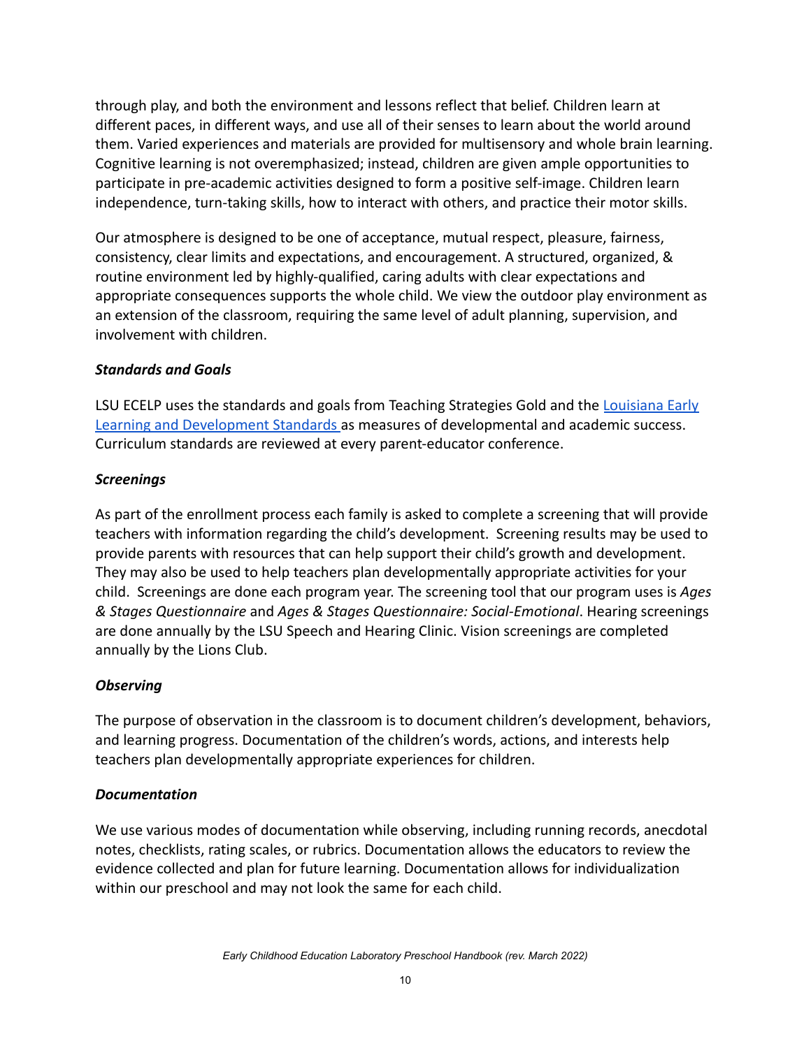through play, and both the environment and lessons reflect that belief. Children learn at different paces, in different ways, and use all of their senses to learn about the world around them. Varied experiences and materials are provided for multisensory and whole brain learning. Cognitive learning is not overemphasized; instead, children are given ample opportunities to participate in pre-academic activities designed to form a positive self-image. Children learn independence, turn-taking skills, how to interact with others, and practice their motor skills.

Our atmosphere is designed to be one of acceptance, mutual respect, pleasure, fairness, consistency, clear limits and expectations, and encouragement. A structured, organized, & routine environment led by highly-qualified, caring adults with clear expectations and appropriate consequences supports the whole child. We view the outdoor play environment as an extension of the classroom, requiring the same level of adult planning, supervision, and involvement with children.

### *Standards and Goals*

LSU ECELP uses the standards and goals from Teaching Strategies Gold and the Louisiana Early Learning and Development Standards as measures of developmental and academic success. Curriculum standards are reviewed at every parent-educator conference.

### *Screenings*

As part of the enrollment process each family is asked to complete a screening that will provide teachers with information regarding the child's development. Screening results may be used to provide parents with resources that can help support their child's growth and development. They may also be used to help teachers plan developmentally appropriate activities for your child. Screenings are done each program year. The screening tool that our program uses is *Ages & Stages Questionnaire* and *Ages & Stages Questionnaire: Social-Emotional*. Hearing screenings are done annually by the LSU Speech and Hearing Clinic. Vision screenings are completed annually by the Lions Club.

### *Observing*

The purpose of observation in the classroom is to document children's development, behaviors, and learning progress. Documentation of the children's words, actions, and interests help teachers plan developmentally appropriate experiences for children.

### *Documentation*

We use various modes of documentation while observing, including running records, anecdotal notes, checklists, rating scales, or rubrics. Documentation allows the educators to review the evidence collected and plan for future learning. Documentation allows for individualization within our preschool and may not look the same for each child.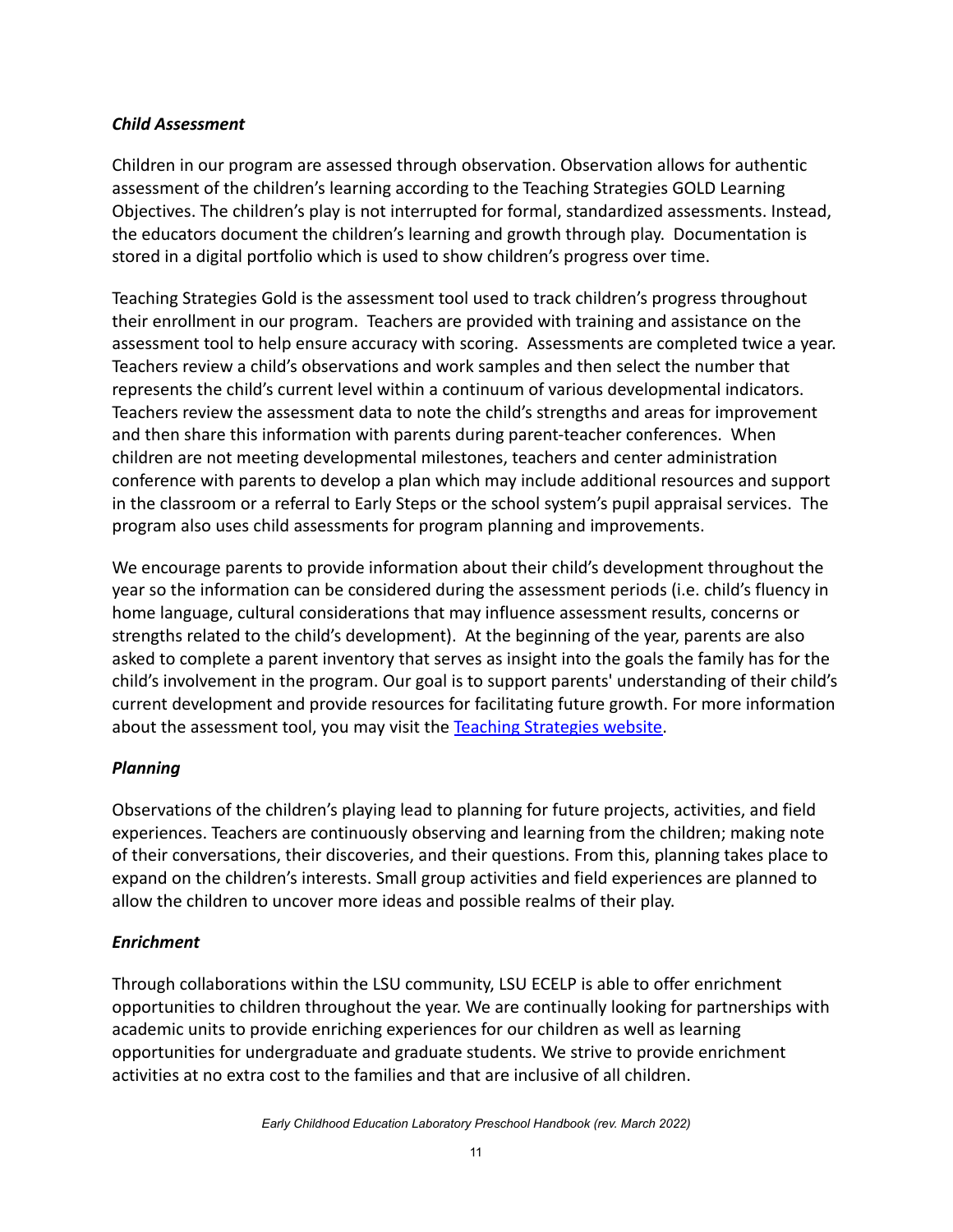### *Child Assessment*

Children in our program are assessed through observation. Observation allows for authentic assessment of the children's learning according to the Teaching Strategies GOLD Learning Objectives. The children's play is not interrupted for formal, standardized assessments. Instead, the educators document the children's learning and growth through play. Documentation is stored in a digital portfolio which is used to show children's progress over time.

Teaching Strategies Gold is the assessment tool used to track children's progress throughout their enrollment in our program. Teachers are provided with training and assistance on the assessment tool to help ensure accuracy with scoring. Assessments are completed twice a year. Teachers review a child's observations and work samples and then select the number that represents the child's current level within a continuum of various developmental indicators. Teachers review the assessment data to note the child's strengths and areas for improvement and then share this information with parents during parent-teacher conferences. When children are not meeting developmental milestones, teachers and center administration conference with parents to develop a plan which may include additional resources and support in the classroom or a referral to Early Steps or the school system's pupil appraisal services. The program also uses child assessments for program planning and improvements.

We encourage parents to provide information about their child's development throughout the year so the information can be considered during the assessment periods (i.e. child's fluency in home language, cultural considerations that may influence assessment results, concerns or strengths related to the child's development). At the beginning of the year, parents are also asked to complete a parent inventory that serves as insight into the goals the family has for the child's involvement in the program. Our goal is to support parents' understanding of their child's current development and provide resources for facilitating future growth. For more information about the assessment tool, you may visit the [Teaching Strategies website](#).

### *Planning*

Observations of the children's playing lead to planning for future projects, activities, and field experiences. Teachers are continuously observing and learning from the children; making note of their conversations, their discoveries, and their questions. From this, planning takes place to expand on the children's interests. Small group activities and field experiences are planned to allow the children to uncover more ideas and possible realms of their play.

### *Enrichment*

Through collaborations within the LSU community, LSU ECELP is able to offer enrichment opportunities to children throughout the year. We are continually looking for partnerships with academic units to provide enriching experiences for our children as well as learning opportunities for undergraduate and graduate students. We strive to provide enrichment activities at no extra cost to the families and that are inclusive of all children.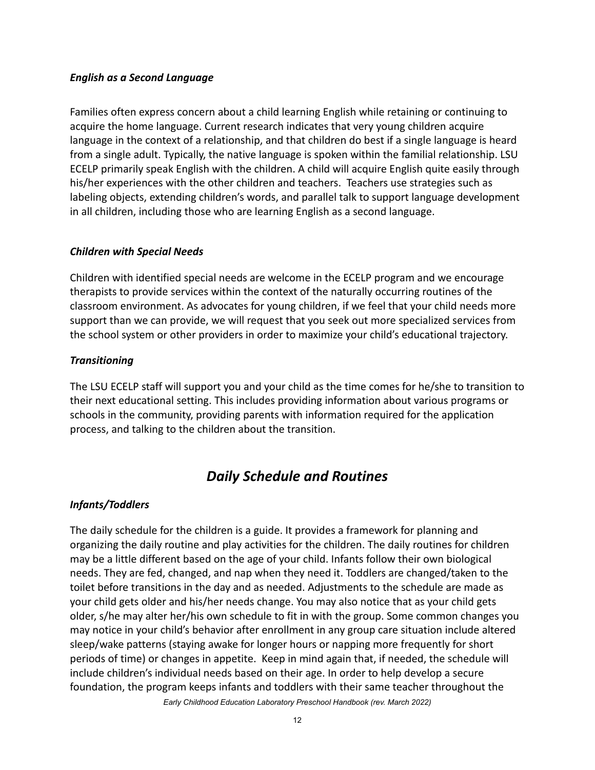### *English as a Second Language*

Families often express concern about a child learning English while retaining or continuing to acquire the home language. Current research indicates that very young children acquire language in the context of a relationship, and that children do best if a single language is heard from a single adult. Typically, the native language is spoken within the familial relationship. LSU ECELP primarily speak English with the children. A child will acquire English quite easily through his/her experiences with the other children and teachers. Teachers use strategies such as labeling objects, extending children's words, and parallel talk to support language development in all children, including those who are learning English as a second language.

### *Children with Special Needs*

Children with identified special needs are welcome in the ECELP program and we encourage therapists to provide services within the context of the naturally occurring routines of the classroom environment. As advocates for young children, if we feel that your child needs more support than we can provide, we will request that you seek out more specialized services from the school system or other providers in order to maximize your child's educational trajectory.

### *Transitioning*

The LSU ECELP staff will support you and your child as the time comes for he/she to transition to their next educational setting. This includes providing information about various programs or schools in the community, providing parents with information required for the application process, and talking to the children about the transition.

## *Daily Schedule and Routines*

### *Infants/Toddlers*

The daily schedule for the children is a guide. It provides a framework for planning and organizing the daily routine and play activities for the children. The daily routines for children may be a little different based on the age of your child. Infants follow their own biological needs. They are fed, changed, and nap when they need it. Toddlers are changed/taken to the toilet before transitions in the day and as needed. Adjustments to the schedule are made as your child gets older and his/her needs change. You may also notice that as your child gets older, s/he may alter her/his own schedule to fit in with the group. Some common changes you may notice in your child's behavior after enrollment in any group care situation include altered sleep/wake patterns (staying awake for longer hours or napping more frequently for short periods of time) or changes in appetite. Keep in mind again that, if needed, the schedule will include children's individual needs based on their age. In order to help develop a secure foundation, the program keeps infants and toddlers with their same teacher throughout the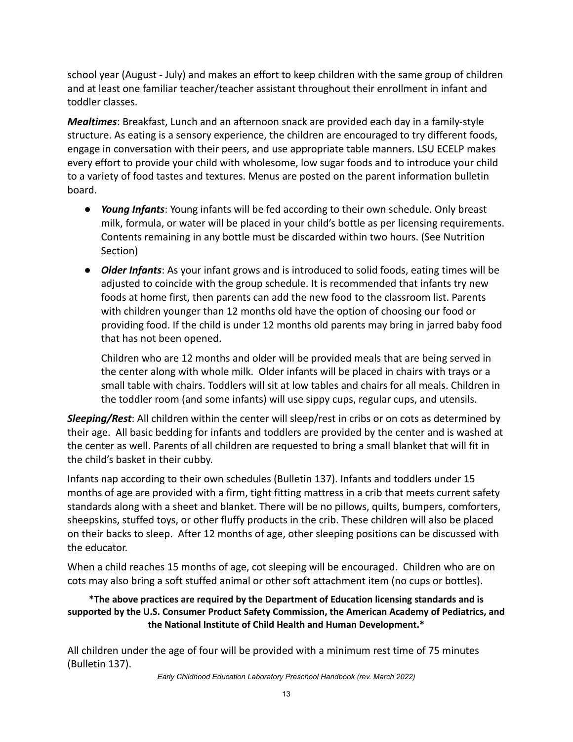school year (August - July) and makes an effort to keep children with the same group of children and at least one familiar teacher/teacher assistant throughout their enrollment in infant and toddler classes.

***Mealtimes***: Breakfast, Lunch and an afternoon snack are provided each day in a family-style structure. As eating is a sensory experience, the children are encouraged to try different foods, engage in conversation with their peers, and use appropriate table manners. LSU ECELP makes every effort to provide your child with wholesome, low sugar foods and to introduce your child to a variety of food tastes and textures. Menus are posted on the parent information bulletin board.

- ***Young Infants***: Young infants will be fed according to their own schedule. Only breast milk, formula, or water will be placed in your child's bottle as per licensing requirements. Contents remaining in any bottle must be discarded within two hours. (See Nutrition Section)
- ***Older Infants***: As your infant grows and is introduced to solid foods, eating times will be adjusted to coincide with the group schedule. It is recommended that infants try new foods at home first, then parents can add the new food to the classroom list. Parents with children younger than 12 months old have the option of choosing our food or providing food. If the child is under 12 months old parents may bring in jarred baby food that has not been opened.

  Children who are 12 months and older will be provided meals that are being served in the center along with whole milk. Older infants will be placed in chairs with trays or a small table with chairs. Toddlers will sit at low tables and chairs for all meals. Children in the toddler room (and some infants) will use sippy cups, regular cups, and utensils.

***Sleeping/Rest***: All children within the center will sleep/rest in cribs or on cots as determined by their age. All basic bedding for infants and toddlers are provided by the center and is washed at the center as well. Parents of all children are requested to bring a small blanket that will fit in the child's basket in their cubby.

Infants nap according to their own schedules (Bulletin 137). Infants and toddlers under 15 months of age are provided with a firm, tight fitting mattress in a crib that meets current safety standards along with a sheet and blanket. There will be no pillows, quilts, bumpers, comforters, sheepskins, stuffed toys, or other fluffy products in the crib. These children will also be placed on their backs to sleep. After 12 months of age, other sleeping positions can be discussed with the educator.

When a child reaches 15 months of age, cot sleeping will be encouraged. Children who are on cots may also bring a soft stuffed animal or other soft attachment item (no cups or bottles).

**\*The above practices are required by the Department of Education licensing standards and is supported by the U.S. Consumer Product Safety Commission, the American Academy of Pediatrics, and the National Institute of Child Health and Human Development.\***

All children under the age of four will be provided with a minimum rest time of 75 minutes (Bulletin 137).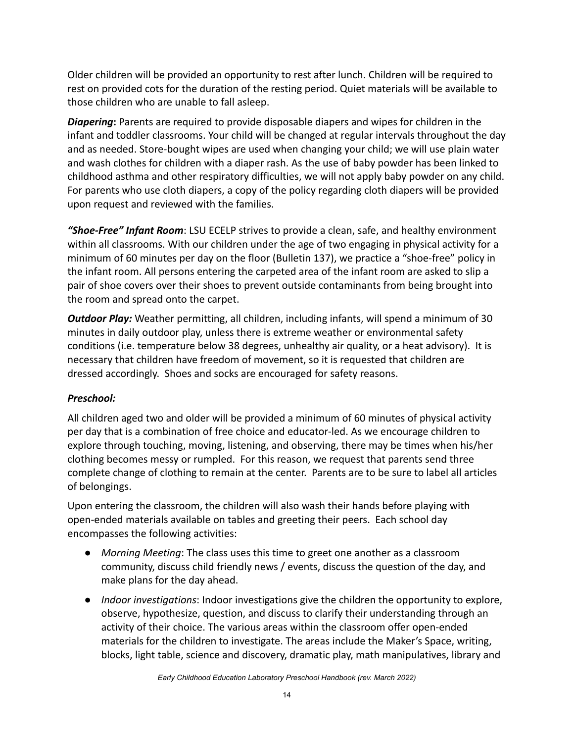Older children will be provided an opportunity to rest after lunch. Children will be required to rest on provided cots for the duration of the resting period. Quiet materials will be available to those children who are unable to fall asleep.

***Diapering*:** Parents are required to provide disposable diapers and wipes for children in the infant and toddler classrooms. Your child will be changed at regular intervals throughout the day and as needed. Store-bought wipes are used when changing your child; we will use plain water and wash clothes for children with a diaper rash. As the use of baby powder has been linked to childhood asthma and other respiratory difficulties, we will not apply baby powder on any child. For parents who use cloth diapers, a copy of the policy regarding cloth diapers will be provided upon request and reviewed with the families.

***"Shoe-Free" Infant Room***: LSU ECELP strives to provide a clean, safe, and healthy environment within all classrooms. With our children under the age of two engaging in physical activity for a minimum of 60 minutes per day on the floor (Bulletin 137), we practice a "shoe-free" policy in the infant room. All persons entering the carpeted area of the infant room are asked to slip a pair of shoe covers over their shoes to prevent outside contaminants from being brought into the room and spread onto the carpet.

***Outdoor Play:*** Weather permitting, all children, including infants, will spend a minimum of 30 minutes in daily outdoor play, unless there is extreme weather or environmental safety conditions (i.e. temperature below 38 degrees, unhealthy air quality, or a heat advisory). It is necessary that children have freedom of movement, so it is requested that children are dressed accordingly. Shoes and socks are encouraged for safety reasons.

***Preschool:***

All children aged two and older will be provided a minimum of 60 minutes of physical activity per day that is a combination of free choice and educator-led. As we encourage children to explore through touching, moving, listening, and observing, there may be times when his/her clothing becomes messy or rumpled. For this reason, we request that parents send three complete change of clothing to remain at the center. Parents are to be sure to label all articles of belongings.

Upon entering the classroom, the children will also wash their hands before playing with open-ended materials available on tables and greeting their peers. Each school day encompasses the following activities:

- *Morning Meeting*: The class uses this time to greet one another as a classroom community, discuss child friendly news / events, discuss the question of the day, and make plans for the day ahead.
- *Indoor investigations*: Indoor investigations give the children the opportunity to explore, observe, hypothesize, question, and discuss to clarify their understanding through an activity of their choice. The various areas within the classroom offer open-ended materials for the children to investigate. The areas include the Maker's Space, writing, blocks, light table, science and discovery, dramatic play, math manipulatives, library and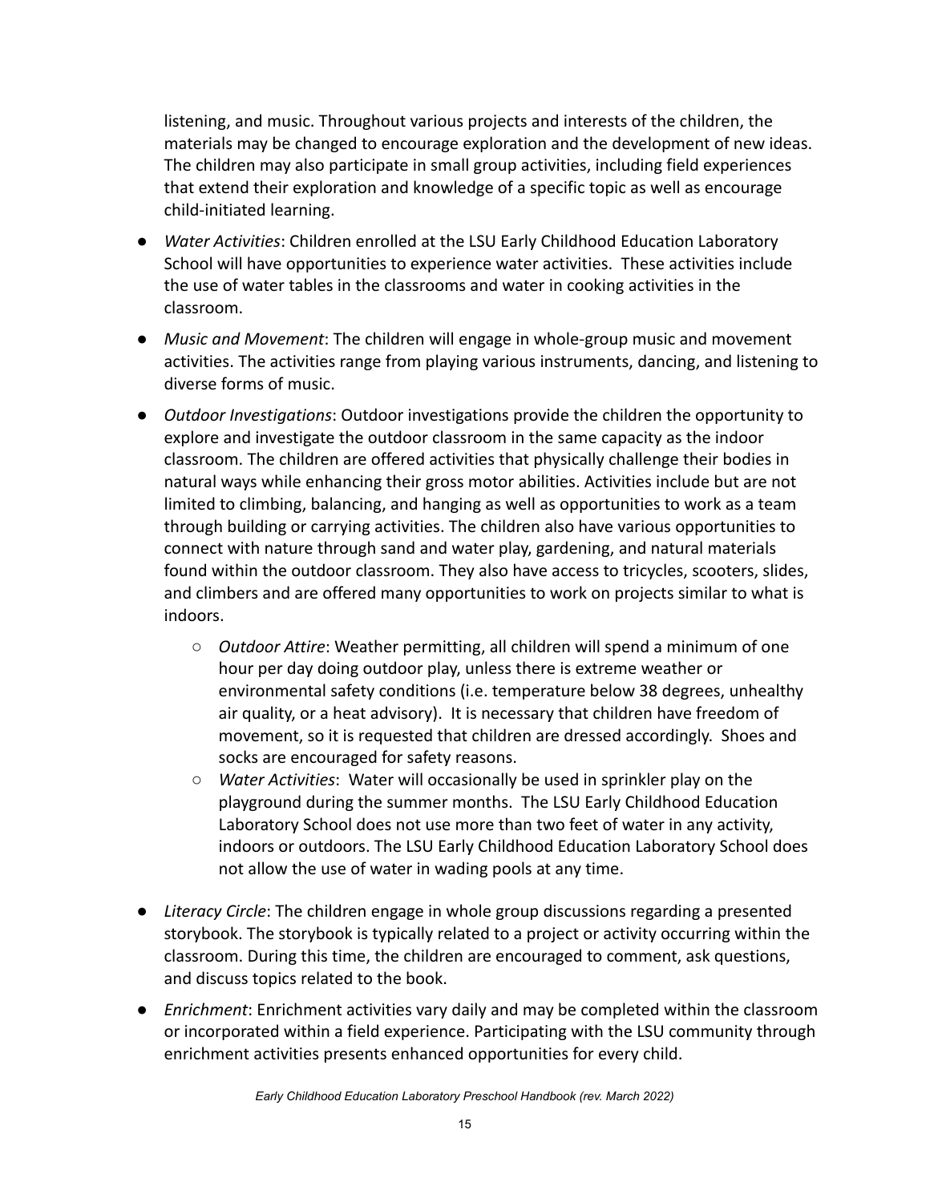listening, and music. Throughout various projects and interests of the children, the materials may be changed to encourage exploration and the development of new ideas. The children may also participate in small group activities, including field experiences that extend their exploration and knowledge of a specific topic as well as encourage child-initiated learning.

- *Water Activities*: Children enrolled at the LSU Early Childhood Education Laboratory School will have opportunities to experience water activities. These activities include the use of water tables in the classrooms and water in cooking activities in the classroom.
- *Music and Movement*: The children will engage in whole-group music and movement activities. The activities range from playing various instruments, dancing, and listening to diverse forms of music.
- *Outdoor Investigations*: Outdoor investigations provide the children the opportunity to explore and investigate the outdoor classroom in the same capacity as the indoor classroom. The children are offered activities that physically challenge their bodies in natural ways while enhancing their gross motor abilities. Activities include but are not limited to climbing, balancing, and hanging as well as opportunities to work as a team through building or carrying activities. The children also have various opportunities to connect with nature through sand and water play, gardening, and natural materials found within the outdoor classroom. They also have access to tricycles, scooters, slides, and climbers and are offered many opportunities to work on projects similar to what is indoors.
    - *Outdoor Attire*: Weather permitting, all children will spend a minimum of one hour per day doing outdoor play, unless there is extreme weather or environmental safety conditions (i.e. temperature below 38 degrees, unhealthy air quality, or a heat advisory). It is necessary that children have freedom of movement, so it is requested that children are dressed accordingly. Shoes and socks are encouraged for safety reasons.
    - *Water Activities*: Water will occasionally be used in sprinkler play on the playground during the summer months. The LSU Early Childhood Education Laboratory School does not use more than two feet of water in any activity, indoors or outdoors. The LSU Early Childhood Education Laboratory School does not allow the use of water in wading pools at any time.
- *Literacy Circle*: The children engage in whole group discussions regarding a presented storybook. The storybook is typically related to a project or activity occurring within the classroom. During this time, the children are encouraged to comment, ask questions, and discuss topics related to the book.
- *Enrichment*: Enrichment activities vary daily and may be completed within the classroom or incorporated within a field experience. Participating with the LSU community through enrichment activities presents enhanced opportunities for every child.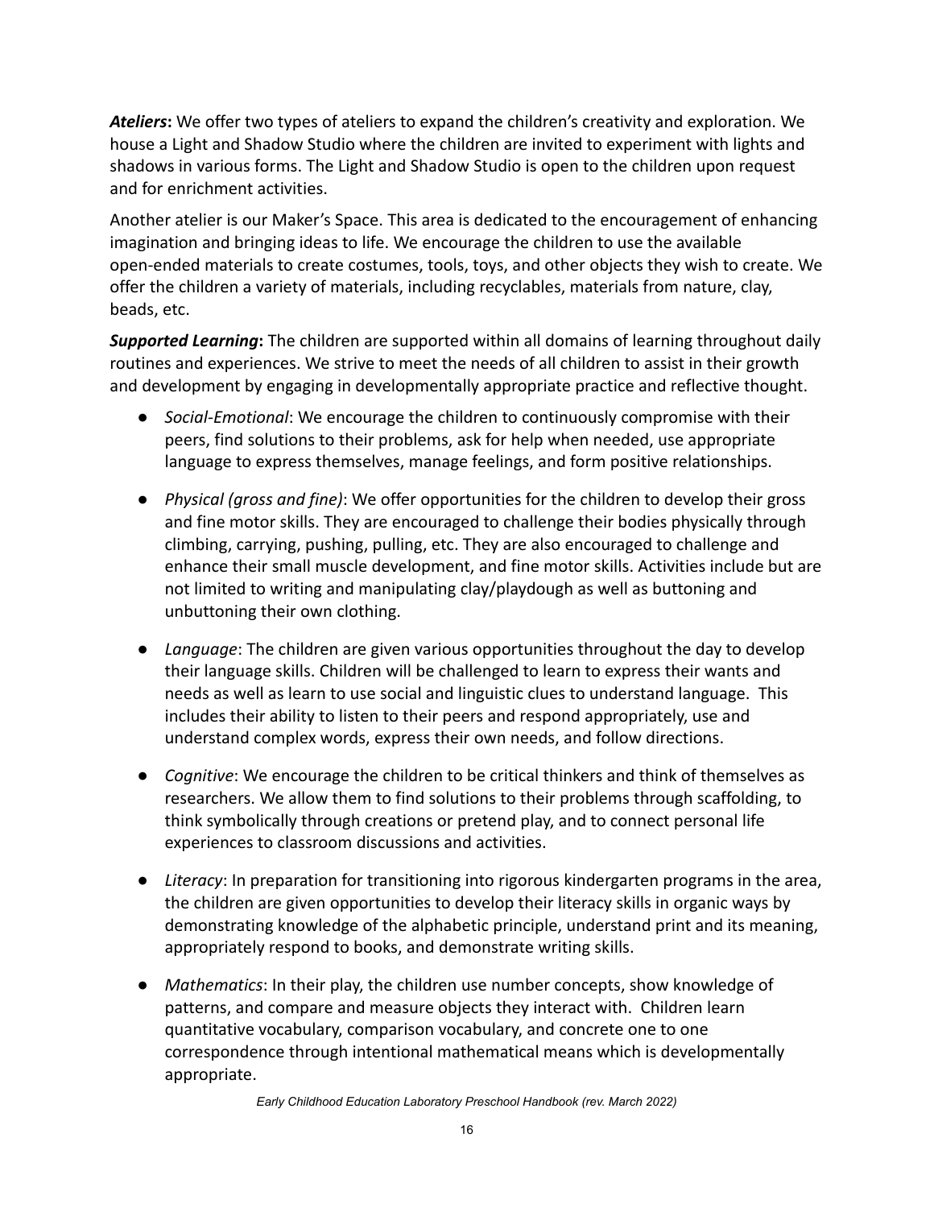***Ateliers*:** We offer two types of ateliers to expand the children's creativity and exploration. We house a Light and Shadow Studio where the children are invited to experiment with lights and shadows in various forms. The Light and Shadow Studio is open to the children upon request and for enrichment activities.

Another atelier is our Maker's Space. This area is dedicated to the encouragement of enhancing imagination and bringing ideas to life. We encourage the children to use the available open-ended materials to create costumes, tools, toys, and other objects they wish to create. We offer the children a variety of materials, including recyclables, materials from nature, clay, beads, etc.

***Supported Learning*:** The children are supported within all domains of learning throughout daily routines and experiences. We strive to meet the needs of all children to assist in their growth and development by engaging in developmentally appropriate practice and reflective thought.

- *Social-Emotional*: We encourage the children to continuously compromise with their peers, find solutions to their problems, ask for help when needed, use appropriate language to express themselves, manage feelings, and form positive relationships.

- *Physical (gross and fine)*: We offer opportunities for the children to develop their gross and fine motor skills. They are encouraged to challenge their bodies physically through climbing, carrying, pushing, pulling, etc. They are also encouraged to challenge and enhance their small muscle development, and fine motor skills. Activities include but are not limited to writing and manipulating clay/playdough as well as buttoning and unbuttoning their own clothing.

- *Language*: The children are given various opportunities throughout the day to develop their language skills. Children will be challenged to learn to express their wants and needs as well as learn to use social and linguistic clues to understand language. This includes their ability to listen to their peers and respond appropriately, use and understand complex words, express their own needs, and follow directions.

- *Cognitive*: We encourage the children to be critical thinkers and think of themselves as researchers. We allow them to find solutions to their problems through scaffolding, to think symbolically through creations or pretend play, and to connect personal life experiences to classroom discussions and activities.

- *Literacy*: In preparation for transitioning into rigorous kindergarten programs in the area, the children are given opportunities to develop their literacy skills in organic ways by demonstrating knowledge of the alphabetic principle, understand print and its meaning, appropriately respond to books, and demonstrate writing skills.

- *Mathematics*: In their play, the children use number concepts, show knowledge of patterns, and compare and measure objects they interact with. Children learn quantitative vocabulary, comparison vocabulary, and concrete one to one correspondence through intentional mathematical means which is developmentally appropriate.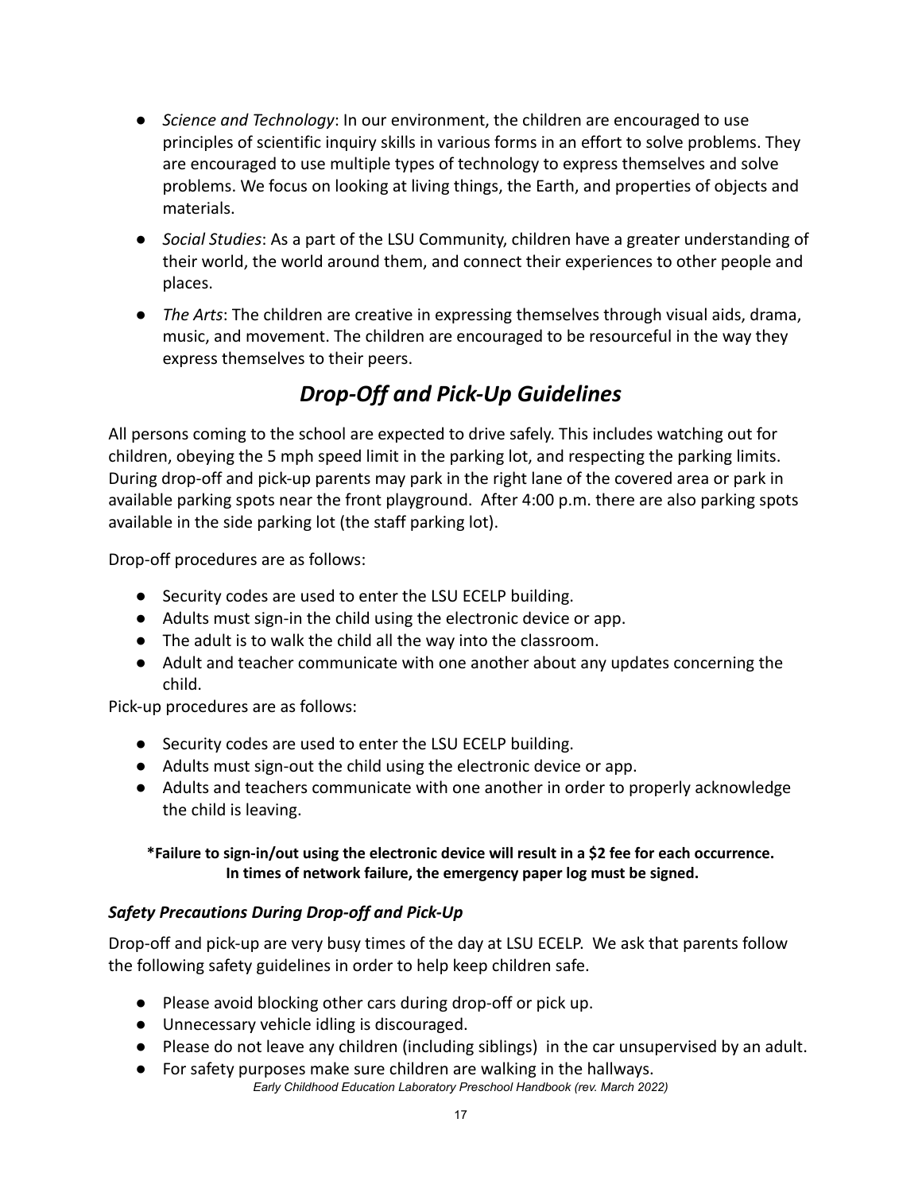- *Science and Technology*: In our environment, the children are encouraged to use principles of scientific inquiry skills in various forms in an effort to solve problems. They are encouraged to use multiple types of technology to express themselves and solve problems. We focus on looking at living things, the Earth, and properties of objects and materials.
- *Social Studies*: As a part of the LSU Community, children have a greater understanding of their world, the world around them, and connect their experiences to other people and places.
- *The Arts*: The children are creative in expressing themselves through visual aids, drama, music, and movement. The children are encouraged to be resourceful in the way they express themselves to their peers.

## *Drop-Off and Pick-Up Guidelines*

All persons coming to the school are expected to drive safely. This includes watching out for children, obeying the 5 mph speed limit in the parking lot, and respecting the parking limits. During drop-off and pick-up parents may park in the right lane of the covered area or park in available parking spots near the front playground. After 4:00 p.m. there are also parking spots available in the side parking lot (the staff parking lot).

Drop-off procedures are as follows:

- Security codes are used to enter the LSU ECELP building.
- Adults must sign-in the child using the electronic device or app.
- The adult is to walk the child all the way into the classroom.
- Adult and teacher communicate with one another about any updates concerning the child.

Pick-up procedures are as follows:

- Security codes are used to enter the LSU ECELP building.
- Adults must sign-out the child using the electronic device or app.
- Adults and teachers communicate with one another in order to properly acknowledge the child is leaving.

**\*Failure to sign-in/out using the electronic device will result in a $2 fee for each occurrence. In times of network failure, the emergency paper log must be signed.**

### *Safety Precautions During Drop-off and Pick-Up*

Drop-off and pick-up are very busy times of the day at LSU ECELP. We ask that parents follow the following safety guidelines in order to help keep children safe.

- Please avoid blocking other cars during drop-off or pick up.
- Unnecessary vehicle idling is discouraged.
- Please do not leave any children (including siblings) in the car unsupervised by an adult.
- For safety purposes make sure children are walking in the hallways.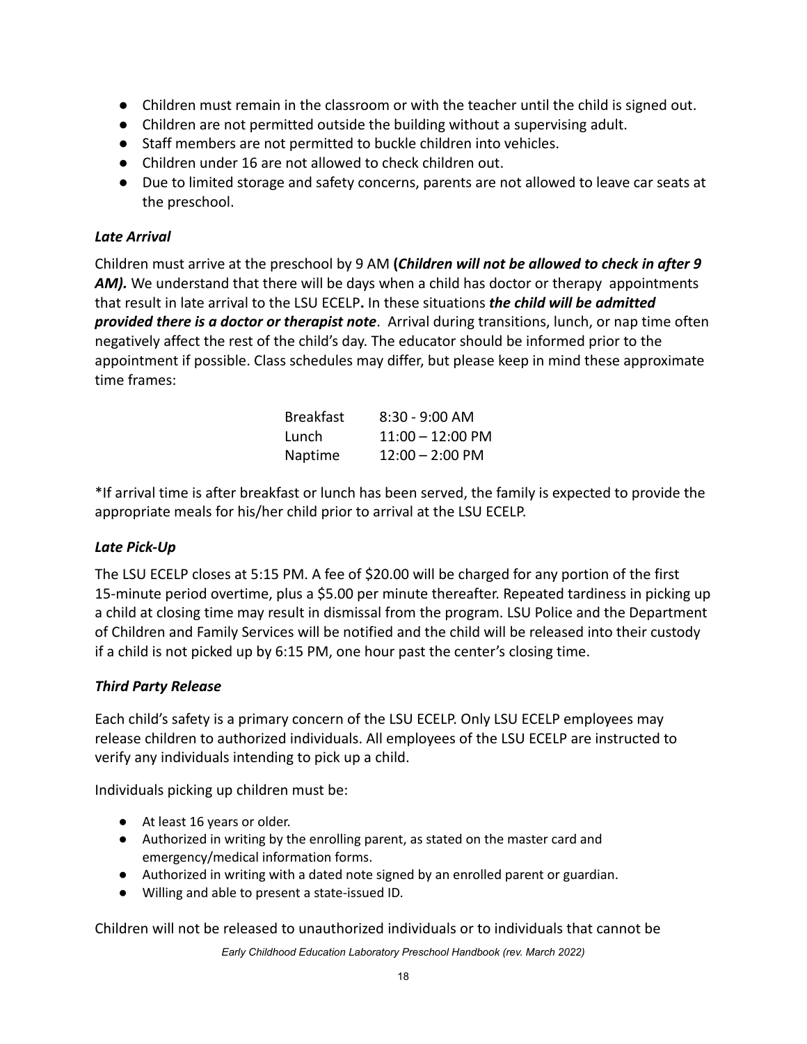- Children must remain in the classroom or with the teacher until the child is signed out.
- Children are not permitted outside the building without a supervising adult.
- Staff members are not permitted to buckle children into vehicles.
- Children under 16 are not allowed to check children out.
- Due to limited storage and safety concerns, parents are not allowed to leave car seats at the preschool.

### *Late Arrival*

Children must arrive at the preschool by 9 AM **(*Children will not be allowed to check in after 9 AM).*** We understand that there will be days when a child has doctor or therapy appointments that result in late arrival to the LSU ECELP**.** In these situations ***the child will be admitted provided there is a doctor or therapist note***. Arrival during transitions, lunch, or nap time often negatively affect the rest of the child's day. The educator should be informed prior to the appointment if possible. Class schedules may differ, but please keep in mind these approximate time frames:

| | |
|---|---|
| Breakfast | 8:30 - 9:00 AM |
| Lunch | 11:00 – 12:00 PM |
| Naptime | 12:00 – 2:00 PM |

*If arrival time is after breakfast or lunch has been served, the family is expected to provide the appropriate meals for his/her child prior to arrival at the LSU ECELP.

### *Late Pick-Up*

The LSU ECELP closes at 5:15 PM. A fee of $20.00 will be charged for any portion of the first 15-minute period overtime, plus a $5.00 per minute thereafter. Repeated tardiness in picking up a child at closing time may result in dismissal from the program. LSU Police and the Department of Children and Family Services will be notified and the child will be released into their custody if a child is not picked up by 6:15 PM, one hour past the center's closing time.

### *Third Party Release*

Each child's safety is a primary concern of the LSU ECELP. Only LSU ECELP employees may release children to authorized individuals. All employees of the LSU ECELP are instructed to verify any individuals intending to pick up a child.

Individuals picking up children must be:

- At least 16 years or older.
- Authorized in writing by the enrolling parent, as stated on the master card and emergency/medical information forms.
- Authorized in writing with a dated note signed by an enrolled parent or guardian.
- Willing and able to present a state-issued ID.

Children will not be released to unauthorized individuals or to individuals that cannot be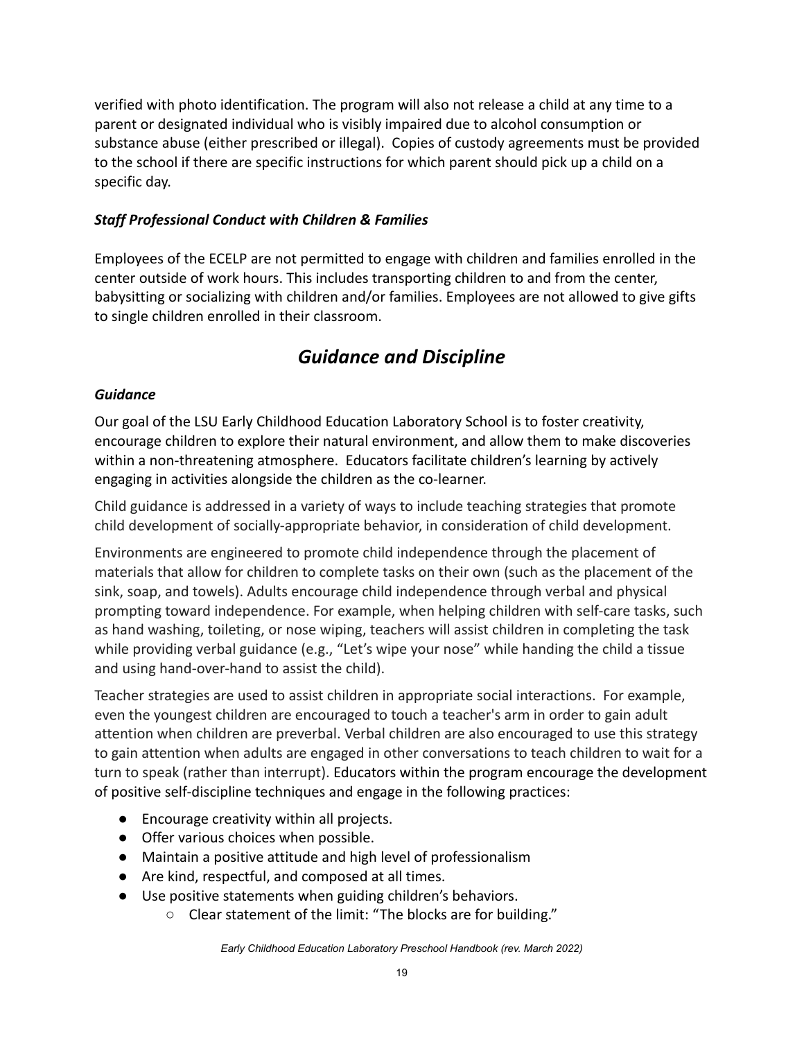verified with photo identification. The program will also not release a child at any time to a parent or designated individual who is visibly impaired due to alcohol consumption or substance abuse (either prescribed or illegal). Copies of custody agreements must be provided to the school if there are specific instructions for which parent should pick up a child on a specific day.

### *Staff Professional Conduct with Children & Families*

Employees of the ECELP are not permitted to engage with children and families enrolled in the center outside of work hours. This includes transporting children to and from the center, babysitting or socializing with children and/or families. Employees are not allowed to give gifts to single children enrolled in their classroom.

## *Guidance and Discipline*

### *Guidance*

Our goal of the LSU Early Childhood Education Laboratory School is to foster creativity, encourage children to explore their natural environment, and allow them to make discoveries within a non-threatening atmosphere. Educators facilitate children's learning by actively engaging in activities alongside the children as the co-learner.

Child guidance is addressed in a variety of ways to include teaching strategies that promote child development of socially-appropriate behavior, in consideration of child development.

Environments are engineered to promote child independence through the placement of materials that allow for children to complete tasks on their own (such as the placement of the sink, soap, and towels). Adults encourage child independence through verbal and physical prompting toward independence. For example, when helping children with self-care tasks, such as hand washing, toileting, or nose wiping, teachers will assist children in completing the task while providing verbal guidance (e.g., "Let's wipe your nose" while handing the child a tissue and using hand-over-hand to assist the child).

Teacher strategies are used to assist children in appropriate social interactions. For example, even the youngest children are encouraged to touch a teacher's arm in order to gain adult attention when children are preverbal. Verbal children are also encouraged to use this strategy to gain attention when adults are engaged in other conversations to teach children to wait for a turn to speak (rather than interrupt). Educators within the program encourage the development of positive self-discipline techniques and engage in the following practices:

- Encourage creativity within all projects.
- Offer various choices when possible.
- Maintain a positive attitude and high level of professionalism
- Are kind, respectful, and composed at all times.
- Use positive statements when guiding children's behaviors.
  - Clear statement of the limit: "The blocks are for building."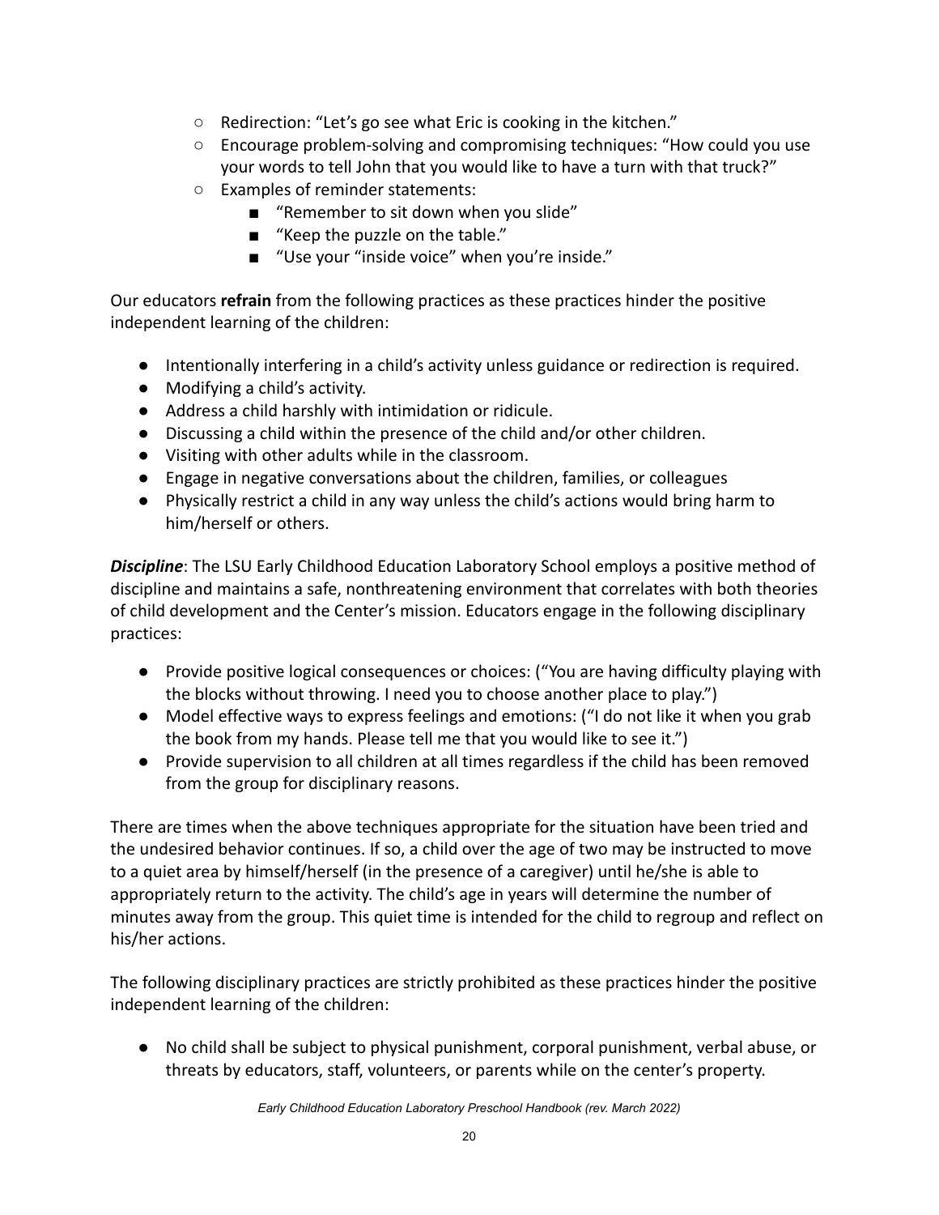- Redirection: “Let’s go see what Eric is cooking in the kitchen.”
- Encourage problem-solving and compromising techniques: “How could you use your words to tell John that you would like to have a turn with that truck?”
- Examples of reminder statements:
  - “Remember to sit down when you slide”
  - “Keep the puzzle on the table.”
  - “Use your “inside voice” when you’re inside.”

Our educators **refrain** from the following practices as these practices hinder the positive independent learning of the children:

- Intentionally interfering in a child’s activity unless guidance or redirection is required.
- Modifying a child’s activity.
- Address a child harshly with intimidation or ridicule.
- Discussing a child within the presence of the child and/or other children.
- Visiting with other adults while in the classroom.
- Engage in negative conversations about the children, families, or colleagues
- Physically restrict a child in any way unless the child’s actions would bring harm to him/herself or others.

***Discipline***: The LSU Early Childhood Education Laboratory School employs a positive method of discipline and maintains a safe, nonthreatening environment that correlates with both theories of child development and the Center’s mission. Educators engage in the following disciplinary practices:

- Provide positive logical consequences or choices: (“You are having difficulty playing with the blocks without throwing. I need you to choose another place to play.”)
- Model effective ways to express feelings and emotions: (“I do not like it when you grab the book from my hands. Please tell me that you would like to see it.”)
- Provide supervision to all children at all times regardless if the child has been removed from the group for disciplinary reasons.

There are times when the above techniques appropriate for the situation have been tried and the undesired behavior continues. If so, a child over the age of two may be instructed to move to a quiet area by himself/herself (in the presence of a caregiver) until he/she is able to appropriately return to the activity. The child’s age in years will determine the number of minutes away from the group. This quiet time is intended for the child to regroup and reflect on his/her actions.

The following disciplinary practices are strictly prohibited as these practices hinder the positive independent learning of the children:

- No child shall be subject to physical punishment, corporal punishment, verbal abuse, or threats by educators, staff, volunteers, or parents while on the center’s property.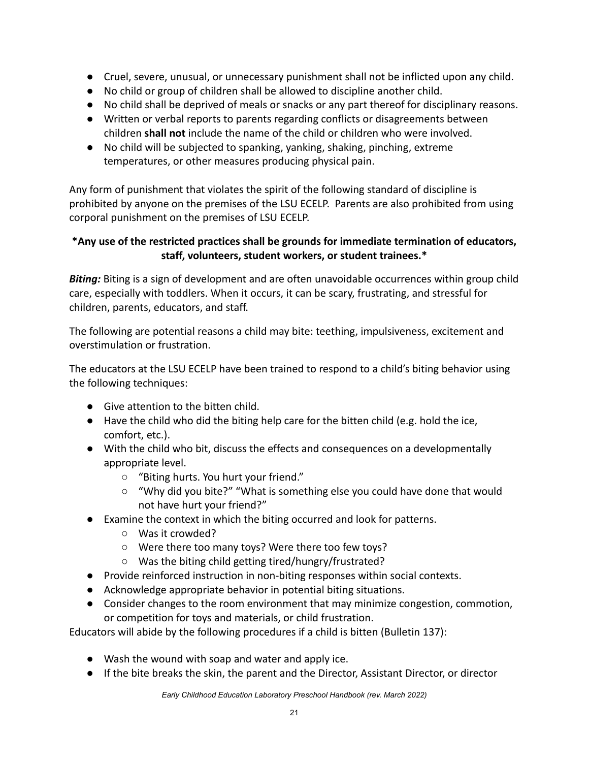- Cruel, severe, unusual, or unnecessary punishment shall not be inflicted upon any child.
- No child or group of children shall be allowed to discipline another child.
- No child shall be deprived of meals or snacks or any part thereof for disciplinary reasons.
- Written or verbal reports to parents regarding conflicts or disagreements between children **shall not** include the name of the child or children who were involved.
- No child will be subjected to spanking, yanking, shaking, pinching, extreme temperatures, or other measures producing physical pain.

Any form of punishment that violates the spirit of the following standard of discipline is prohibited by anyone on the premises of the LSU ECELP. Parents are also prohibited from using corporal punishment on the premises of LSU ECELP.

**\*Any use of the restricted practices shall be grounds for immediate termination of educators, staff, volunteers, student workers, or student trainees.\***

***Biting:*** Biting is a sign of development and are often unavoidable occurrences within group child care, especially with toddlers. When it occurs, it can be scary, frustrating, and stressful for children, parents, educators, and staff.

The following are potential reasons a child may bite: teething, impulsiveness, excitement and overstimulation or frustration.

The educators at the LSU ECELP have been trained to respond to a child's biting behavior using the following techniques:

- Give attention to the bitten child.
- Have the child who did the biting help care for the bitten child (e.g. hold the ice, comfort, etc.).
- With the child who bit, discuss the effects and consequences on a developmentally appropriate level.
  - "Biting hurts. You hurt your friend."
  - "Why did you bite?" "What is something else you could have done that would not have hurt your friend?"
- Examine the context in which the biting occurred and look for patterns.
  - Was it crowded?
  - Were there too many toys? Were there too few toys?
  - Was the biting child getting tired/hungry/frustrated?
- Provide reinforced instruction in non-biting responses within social contexts.
- Acknowledge appropriate behavior in potential biting situations.
- Consider changes to the room environment that may minimize congestion, commotion, or competition for toys and materials, or child frustration.

Educators will abide by the following procedures if a child is bitten (Bulletin 137):

- Wash the wound with soap and water and apply ice.
- If the bite breaks the skin, the parent and the Director, Assistant Director, or director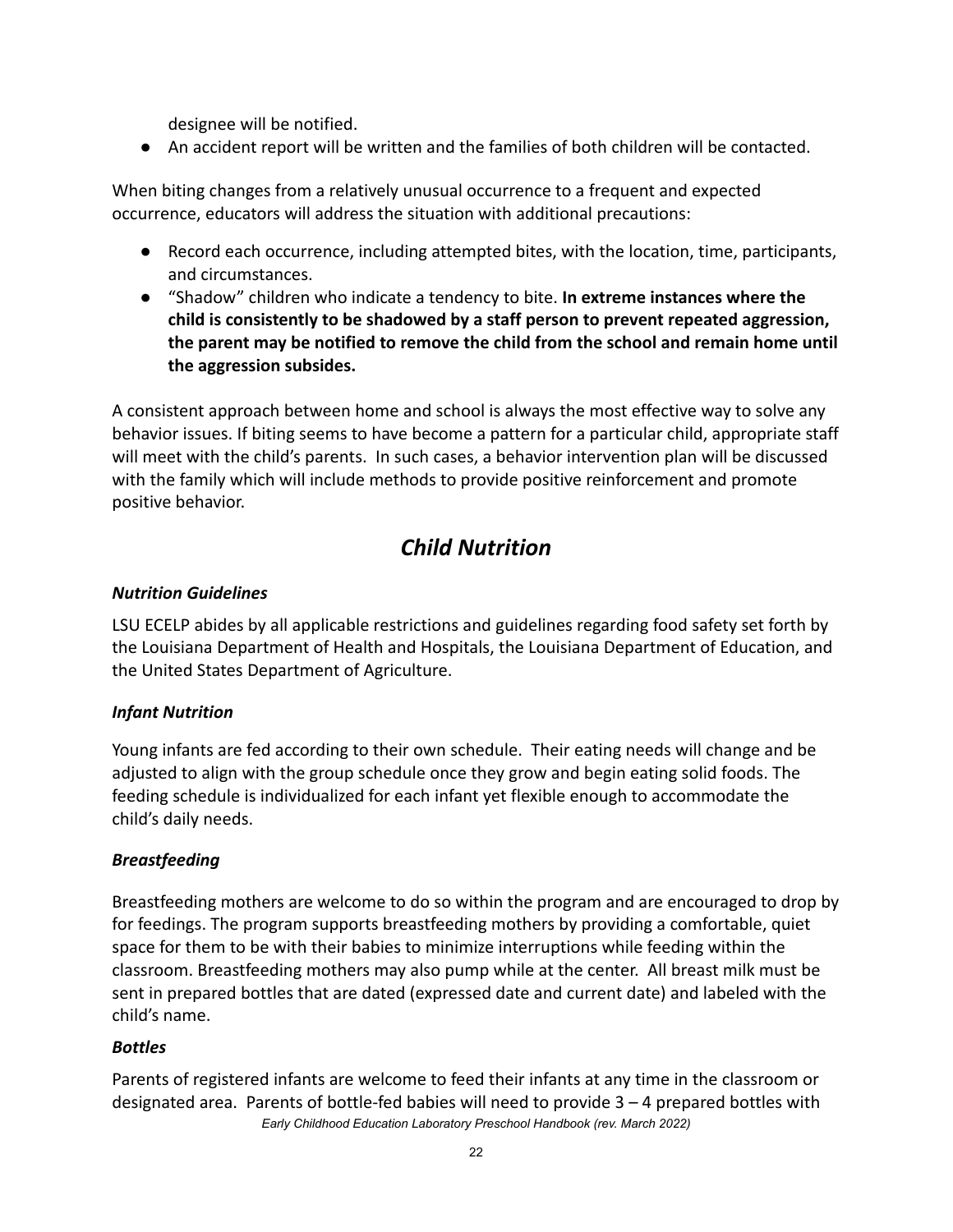designee will be notified.

- An accident report will be written and the families of both children will be contacted.

When biting changes from a relatively unusual occurrence to a frequent and expected occurrence, educators will address the situation with additional precautions:

- Record each occurrence, including attempted bites, with the location, time, participants, and circumstances.
- "Shadow" children who indicate a tendency to bite. **In extreme instances where the child is consistently to be shadowed by a staff person to prevent repeated aggression, the parent may be notified to remove the child from the school and remain home until the aggression subsides.**

A consistent approach between home and school is always the most effective way to solve any behavior issues. If biting seems to have become a pattern for a particular child, appropriate staff will meet with the child's parents. In such cases, a behavior intervention plan will be discussed with the family which will include methods to provide positive reinforcement and promote positive behavior.

## *Child Nutrition*

### *Nutrition Guidelines*

LSU ECELP abides by all applicable restrictions and guidelines regarding food safety set forth by the Louisiana Department of Health and Hospitals, the Louisiana Department of Education, and the United States Department of Agriculture.

### *Infant Nutrition*

Young infants are fed according to their own schedule. Their eating needs will change and be adjusted to align with the group schedule once they grow and begin eating solid foods. The feeding schedule is individualized for each infant yet flexible enough to accommodate the child's daily needs.

### *Breastfeeding*

Breastfeeding mothers are welcome to do so within the program and are encouraged to drop by for feedings. The program supports breastfeeding mothers by providing a comfortable, quiet space for them to be with their babies to minimize interruptions while feeding within the classroom. Breastfeeding mothers may also pump while at the center. All breast milk must be sent in prepared bottles that are dated (expressed date and current date) and labeled with the child's name.

### *Bottles*

Parents of registered infants are welcome to feed their infants at any time in the classroom or designated area. Parents of bottle-fed babies will need to provide 3 – 4 prepared bottles with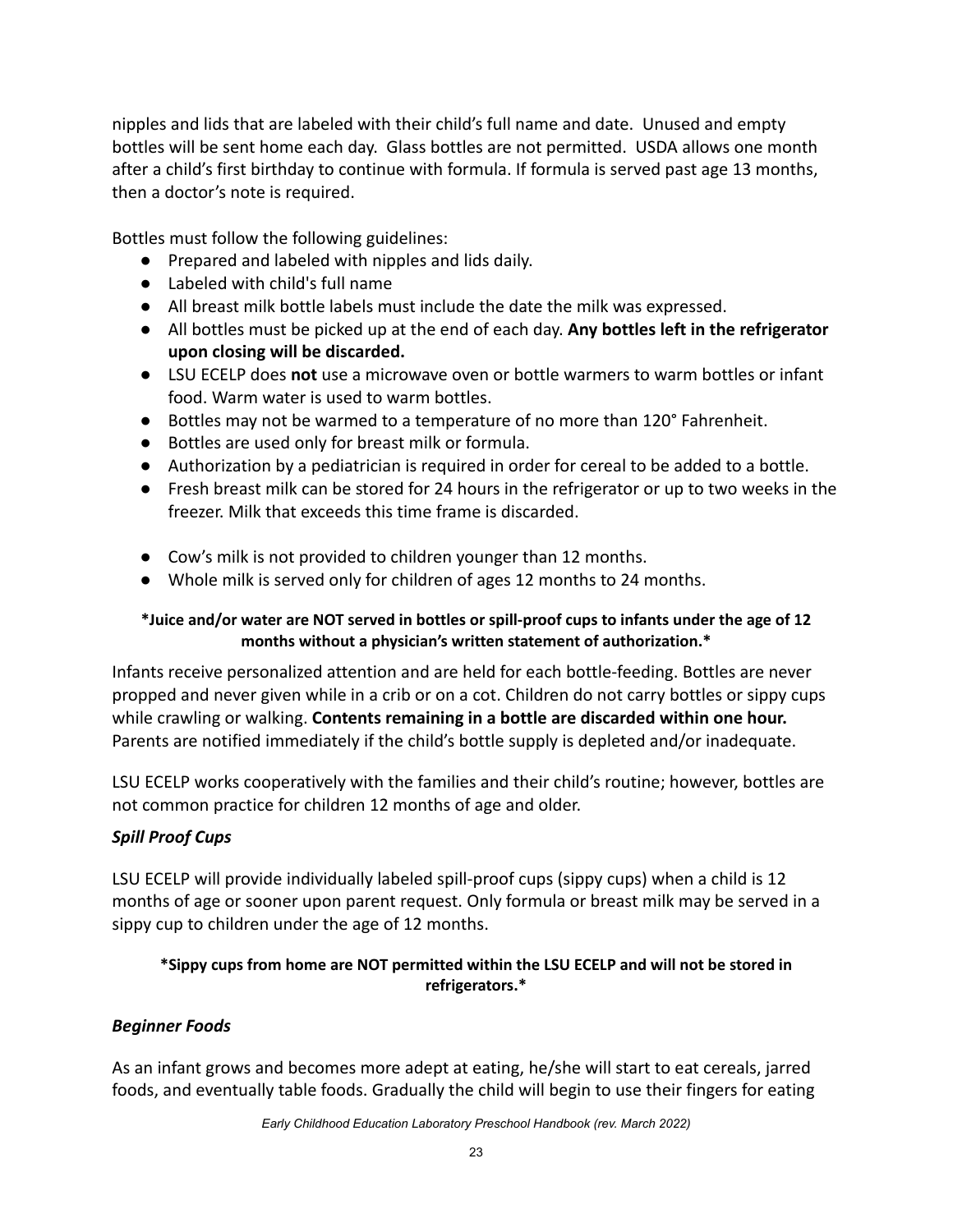nipples and lids that are labeled with their child's full name and date. Unused and empty bottles will be sent home each day. Glass bottles are not permitted. USDA allows one month after a child's first birthday to continue with formula. If formula is served past age 13 months, then a doctor's note is required.

Bottles must follow the following guidelines:

- Prepared and labeled with nipples and lids daily.
- Labeled with child's full name
- All breast milk bottle labels must include the date the milk was expressed.
- All bottles must be picked up at the end of each day. **Any bottles left in the refrigerator upon closing will be discarded.**
- LSU ECELP does **not** use a microwave oven or bottle warmers to warm bottles or infant food. Warm water is used to warm bottles.
- Bottles may not be warmed to a temperature of no more than 120° Fahrenheit.
- Bottles are used only for breast milk or formula.
- Authorization by a pediatrician is required in order for cereal to be added to a bottle.
- Fresh breast milk can be stored for 24 hours in the refrigerator or up to two weeks in the freezer. Milk that exceeds this time frame is discarded.
- Cow's milk is not provided to children younger than 12 months.
- Whole milk is served only for children of ages 12 months to 24 months.

**\*Juice and/or water are NOT served in bottles or spill-proof cups to infants under the age of 12 months without a physician's written statement of authorization.\***

Infants receive personalized attention and are held for each bottle-feeding. Bottles are never propped and never given while in a crib or on a cot. Children do not carry bottles or sippy cups while crawling or walking. **Contents remaining in a bottle are discarded within one hour.** Parents are notified immediately if the child's bottle supply is depleted and/or inadequate.

LSU ECELP works cooperatively with the families and their child's routine; however, bottles are not common practice for children 12 months of age and older.

### *Spill Proof Cups*

LSU ECELP will provide individually labeled spill-proof cups (sippy cups) when a child is 12 months of age or sooner upon parent request. Only formula or breast milk may be served in a sippy cup to children under the age of 12 months.

**\*Sippy cups from home are NOT permitted within the LSU ECELP and will not be stored in refrigerators.\***

### *Beginner Foods*

As an infant grows and becomes more adept at eating, he/she will start to eat cereals, jarred foods, and eventually table foods. Gradually the child will begin to use their fingers for eating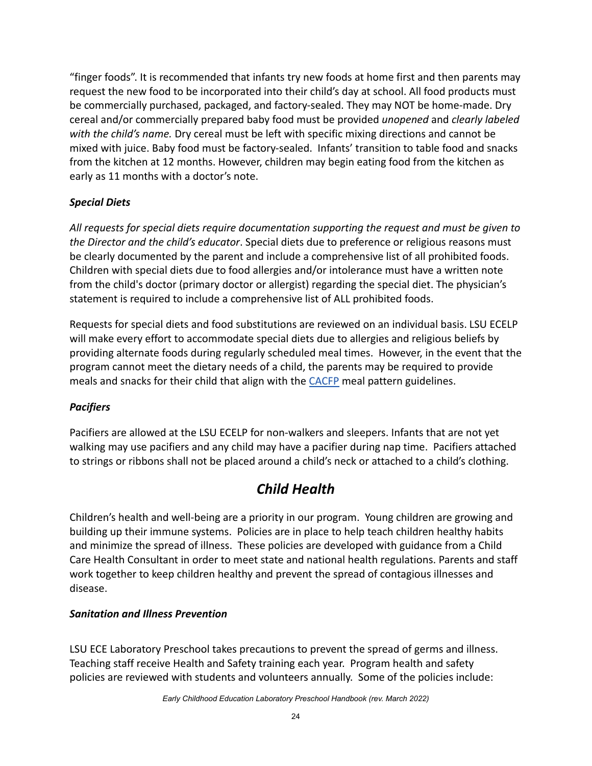"finger foods". It is recommended that infants try new foods at home first and then parents may request the new food to be incorporated into their child's day at school. All food products must be commercially purchased, packaged, and factory-sealed. They may NOT be home-made. Dry cereal and/or commercially prepared baby food must be provided *unopened* and *clearly labeled with the child's name.* Dry cereal must be left with specific mixing directions and cannot be mixed with juice. Baby food must be factory-sealed. Infants' transition to table food and snacks from the kitchen at 12 months. However, children may begin eating food from the kitchen as early as 11 months with a doctor's note.

### *Special Diets*

*All requests for special diets require documentation supporting the request and must be given to the Director and the child's educator*. Special diets due to preference or religious reasons must be clearly documented by the parent and include a comprehensive list of all prohibited foods. Children with special diets due to food allergies and/or intolerance must have a written note from the child's doctor (primary doctor or allergist) regarding the special diet. The physician's statement is required to include a comprehensive list of ALL prohibited foods.

Requests for special diets and food substitutions are reviewed on an individual basis. LSU ECELP will make every effort to accommodate special diets due to allergies and religious beliefs by providing alternate foods during regularly scheduled meal times. However, in the event that the program cannot meet the dietary needs of a child, the parents may be required to provide meals and snacks for their child that align with the CACFP meal pattern guidelines.

### *Pacifiers*

Pacifiers are allowed at the LSU ECELP for non-walkers and sleepers. Infants that are not yet walking may use pacifiers and any child may have a pacifier during nap time. Pacifiers attached to strings or ribbons shall not be placed around a child's neck or attached to a child's clothing.

## *Child Health*

Children's health and well-being are a priority in our program. Young children are growing and building up their immune systems. Policies are in place to help teach children healthy habits and minimize the spread of illness. These policies are developed with guidance from a Child Care Health Consultant in order to meet state and national health regulations. Parents and staff work together to keep children healthy and prevent the spread of contagious illnesses and disease.

### *Sanitation and Illness Prevention*

LSU ECE Laboratory Preschool takes precautions to prevent the spread of germs and illness. Teaching staff receive Health and Safety training each year. Program health and safety policies are reviewed with students and volunteers annually. Some of the policies include: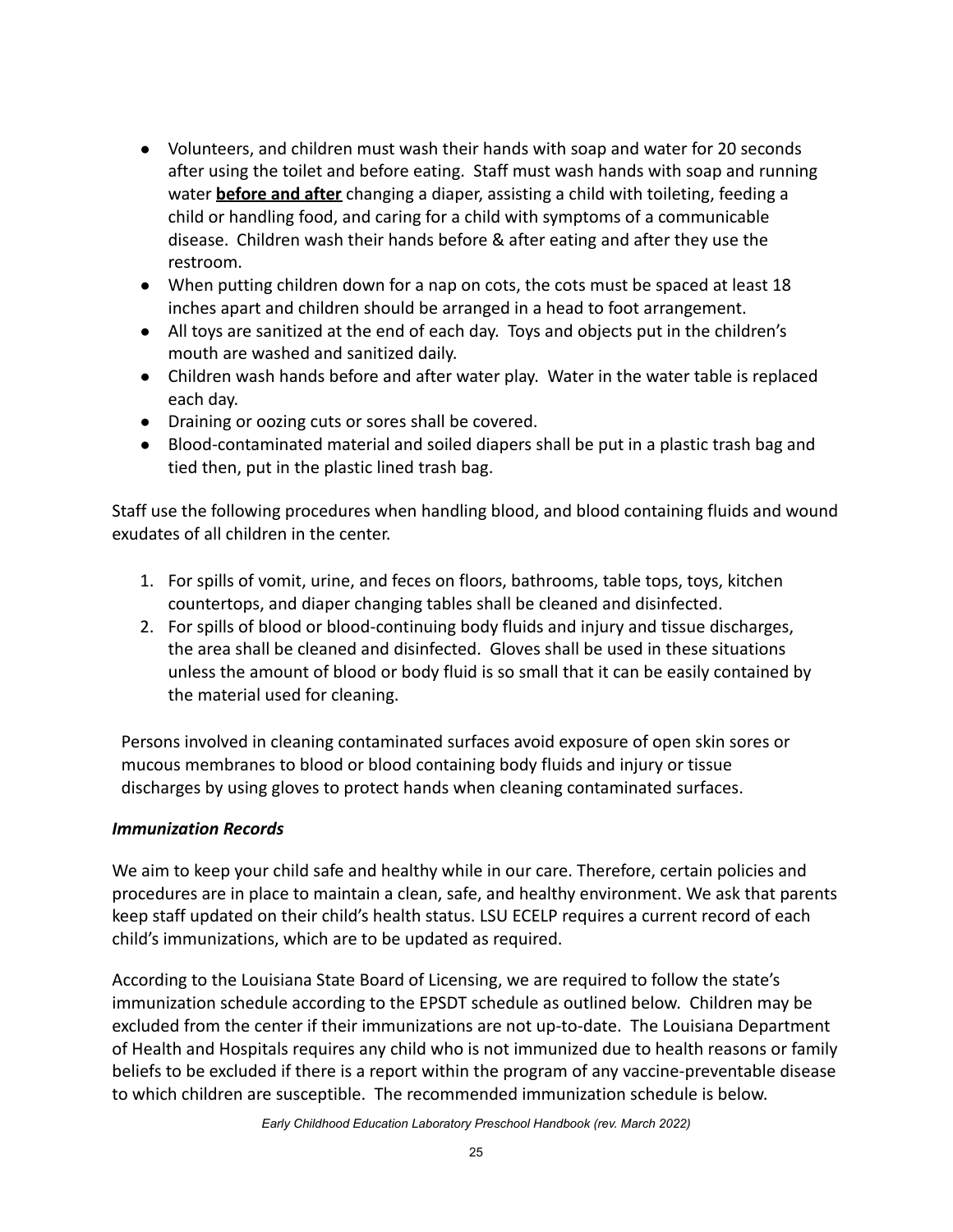- Volunteers, and children must wash their hands with soap and water for 20 seconds after using the toilet and before eating. Staff must wash hands with soap and running water **before and after** changing a diaper, assisting a child with toileting, feeding a child or handling food, and caring for a child with symptoms of a communicable disease. Children wash their hands before & after eating and after they use the restroom.
- When putting children down for a nap on cots, the cots must be spaced at least 18 inches apart and children should be arranged in a head to foot arrangement.
- All toys are sanitized at the end of each day. Toys and objects put in the children's mouth are washed and sanitized daily.
- Children wash hands before and after water play. Water in the water table is replaced each day.
- Draining or oozing cuts or sores shall be covered.
- Blood-contaminated material and soiled diapers shall be put in a plastic trash bag and tied then, put in the plastic lined trash bag.

Staff use the following procedures when handling blood, and blood containing fluids and wound exudates of all children in the center.

1. For spills of vomit, urine, and feces on floors, bathrooms, table tops, toys, kitchen countertops, and diaper changing tables shall be cleaned and disinfected.
2. For spills of blood or blood-continuing body fluids and injury and tissue discharges, the area shall be cleaned and disinfected. Gloves shall be used in these situations unless the amount of blood or body fluid is so small that it can be easily contained by the material used for cleaning.

Persons involved in cleaning contaminated surfaces avoid exposure of open skin sores or mucous membranes to blood or blood containing body fluids and injury or tissue discharges by using gloves to protect hands when cleaning contaminated surfaces.

### *Immunization Records*

We aim to keep your child safe and healthy while in our care. Therefore, certain policies and procedures are in place to maintain a clean, safe, and healthy environment. We ask that parents keep staff updated on their child's health status. LSU ECELP requires a current record of each child's immunizations, which are to be updated as required.

According to the Louisiana State Board of Licensing, we are required to follow the state's immunization schedule according to the EPSDT schedule as outlined below. Children may be excluded from the center if their immunizations are not up-to-date. The Louisiana Department of Health and Hospitals requires any child who is not immunized due to health reasons or family beliefs to be excluded if there is a report within the program of any vaccine-preventable disease to which children are susceptible. The recommended immunization schedule is below.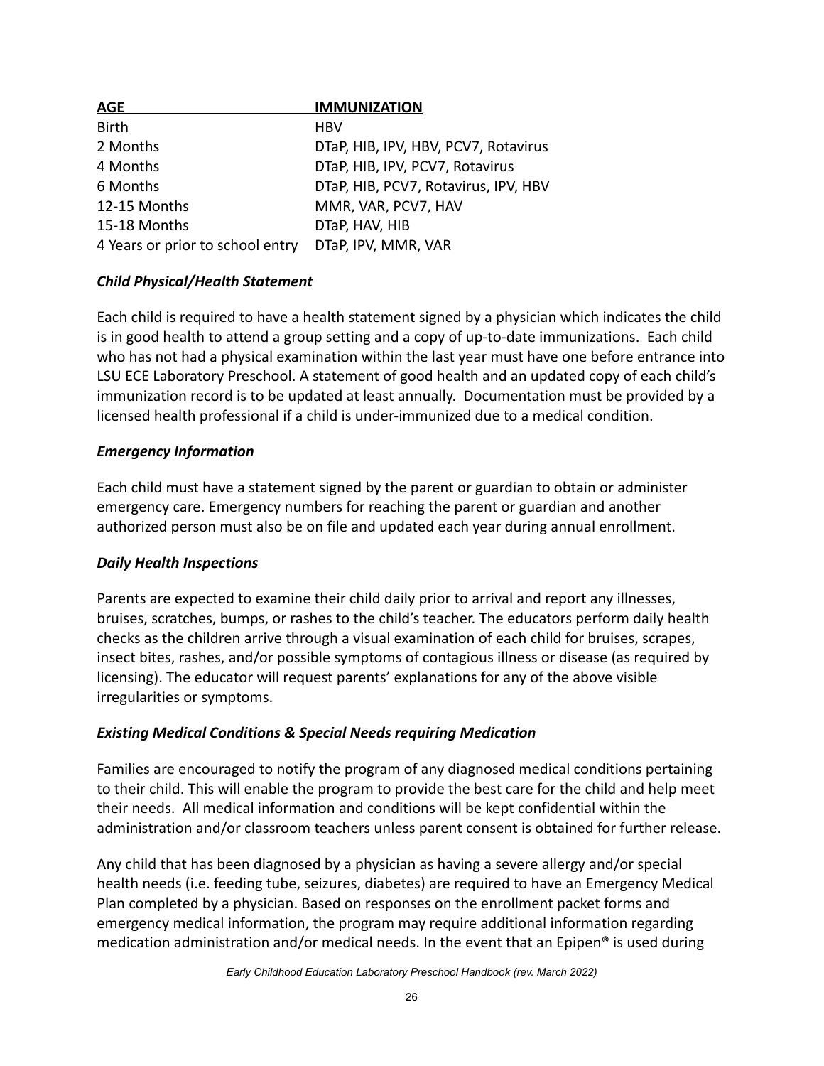| AGE | IMMUNIZATION |
| --- | --- |
| Birth | HBV |
| 2 Months | DTaP, HIB, IPV, HBV, PCV7, Rotavirus |
| 4 Months | DTaP, HIB, IPV, PCV7, Rotavirus |
| 6 Months | DTaP, HIB, PCV7, Rotavirus, IPV, HBV |
| 12-15 Months | MMR, VAR, PCV7, HAV |
| 15-18 Months | DTaP, HAV, HIB |
| 4 Years or prior to school entry | DTaP, IPV, MMR, VAR |

### *Child Physical/Health Statement*

Each child is required to have a health statement signed by a physician which indicates the child is in good health to attend a group setting and a copy of up-to-date immunizations. Each child who has not had a physical examination within the last year must have one before entrance into LSU ECE Laboratory Preschool. A statement of good health and an updated copy of each child's immunization record is to be updated at least annually. Documentation must be provided by a licensed health professional if a child is under-immunized due to a medical condition.

### *Emergency Information*

Each child must have a statement signed by the parent or guardian to obtain or administer emergency care. Emergency numbers for reaching the parent or guardian and another authorized person must also be on file and updated each year during annual enrollment.

### *Daily Health Inspections*

Parents are expected to examine their child daily prior to arrival and report any illnesses, bruises, scratches, bumps, or rashes to the child's teacher. The educators perform daily health checks as the children arrive through a visual examination of each child for bruises, scrapes, insect bites, rashes, and/or possible symptoms of contagious illness or disease (as required by licensing). The educator will request parents' explanations for any of the above visible irregularities or symptoms.

### *Existing Medical Conditions & Special Needs requiring Medication*

Families are encouraged to notify the program of any diagnosed medical conditions pertaining to their child. This will enable the program to provide the best care for the child and help meet their needs. All medical information and conditions will be kept confidential within the administration and/or classroom teachers unless parent consent is obtained for further release.

Any child that has been diagnosed by a physician as having a severe allergy and/or special health needs (i.e. feeding tube, seizures, diabetes) are required to have an Emergency Medical Plan completed by a physician. Based on responses on the enrollment packet forms and emergency medical information, the program may require additional information regarding medication administration and/or medical needs. In the event that an Epipen® is used during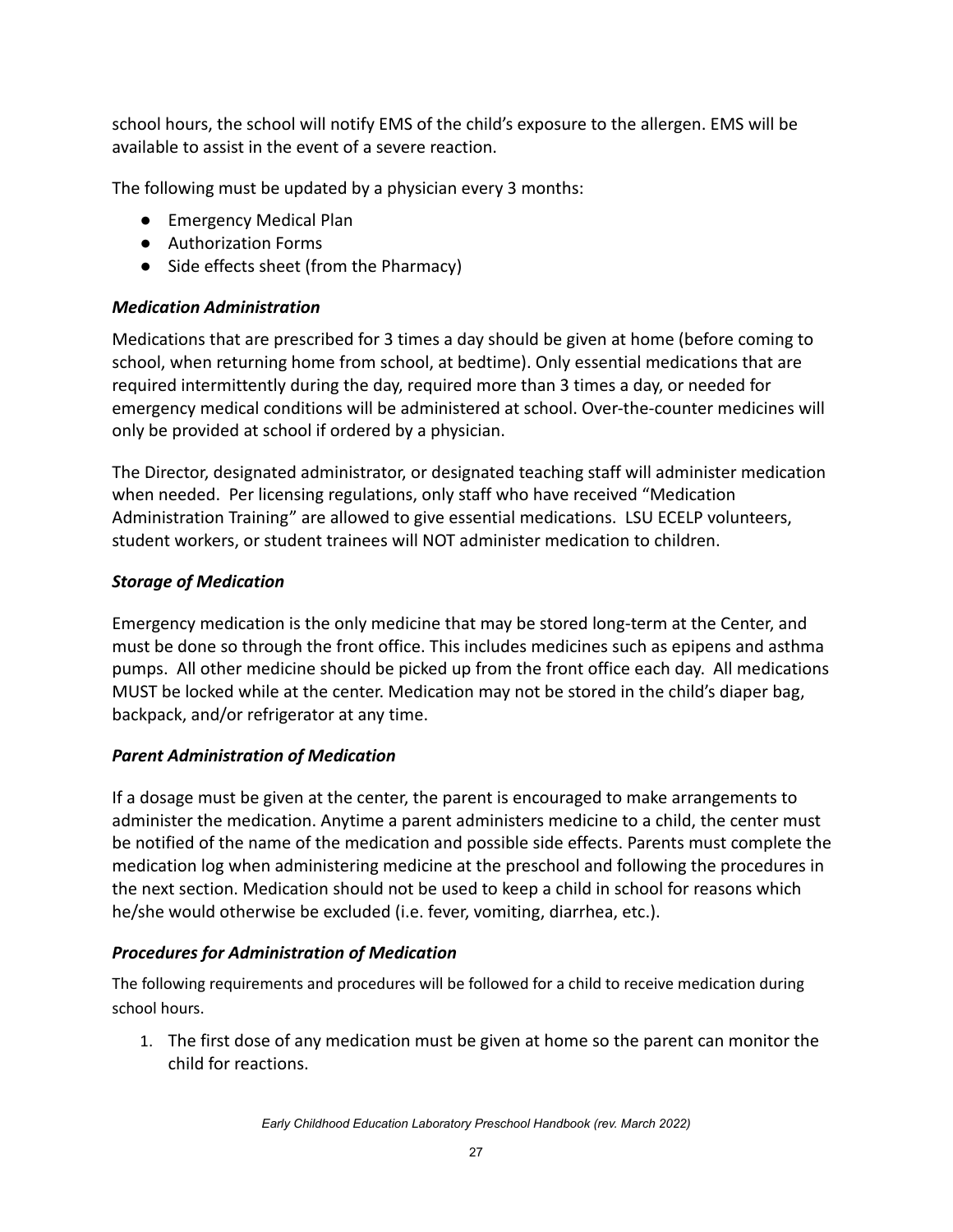school hours, the school will notify EMS of the child's exposure to the allergen. EMS will be available to assist in the event of a severe reaction.

The following must be updated by a physician every 3 months:

- Emergency Medical Plan
- Authorization Forms
- Side effects sheet (from the Pharmacy)

### ***Medication Administration***

Medications that are prescribed for 3 times a day should be given at home (before coming to school, when returning home from school, at bedtime). Only essential medications that are required intermittently during the day, required more than 3 times a day, or needed for emergency medical conditions will be administered at school. Over-the-counter medicines will only be provided at school if ordered by a physician.

The Director, designated administrator, or designated teaching staff will administer medication when needed. Per licensing regulations, only staff who have received "Medication Administration Training" are allowed to give essential medications. LSU ECELP volunteers, student workers, or student trainees will NOT administer medication to children.

### ***Storage of Medication***

Emergency medication is the only medicine that may be stored long-term at the Center, and must be done so through the front office. This includes medicines such as epipens and asthma pumps. All other medicine should be picked up from the front office each day. All medications MUST be locked while at the center. Medication may not be stored in the child's diaper bag, backpack, and/or refrigerator at any time.

### ***Parent Administration of Medication***

If a dosage must be given at the center, the parent is encouraged to make arrangements to administer the medication. Anytime a parent administers medicine to a child, the center must be notified of the name of the medication and possible side effects. Parents must complete the medication log when administering medicine at the preschool and following the procedures in the next section. Medication should not be used to keep a child in school for reasons which he/she would otherwise be excluded (i.e. fever, vomiting, diarrhea, etc.).

### ***Procedures for Administration of Medication***

The following requirements and procedures will be followed for a child to receive medication during school hours.

1. The first dose of any medication must be given at home so the parent can monitor the child for reactions.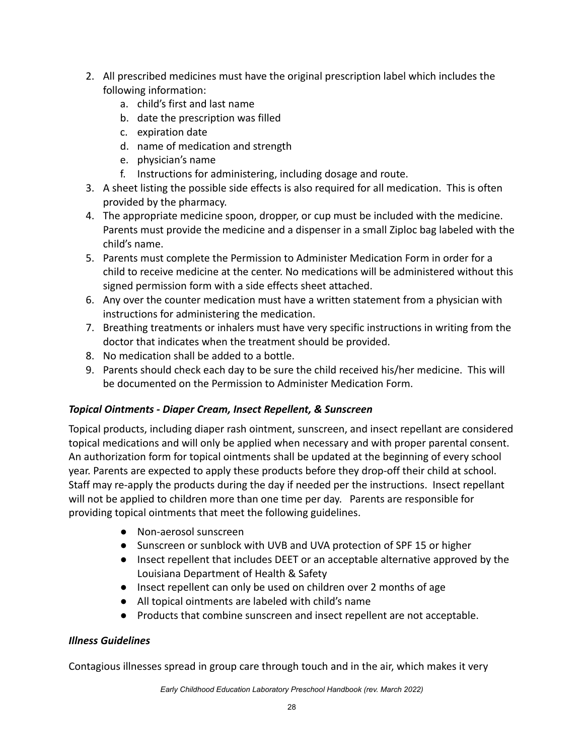2. All prescribed medicines must have the original prescription label which includes the following information:
    a. child's first and last name
    b. date the prescription was filled
    c. expiration date
    d. name of medication and strength
    e. physician's name
    f. Instructions for administering, including dosage and route.
3. A sheet listing the possible side effects is also required for all medication. This is often provided by the pharmacy.
4. The appropriate medicine spoon, dropper, or cup must be included with the medicine. Parents must provide the medicine and a dispenser in a small Ziploc bag labeled with the child's name.
5. Parents must complete the Permission to Administer Medication Form in order for a child to receive medicine at the center. No medications will be administered without this signed permission form with a side effects sheet attached.
6. Any over the counter medication must have a written statement from a physician with instructions for administering the medication.
7. Breathing treatments or inhalers must have very specific instructions in writing from the doctor that indicates when the treatment should be provided.
8. No medication shall be added to a bottle.
9. Parents should check each day to be sure the child received his/her medicine. This will be documented on the Permission to Administer Medication Form.

### *Topical Ointments - Diaper Cream, Insect Repellent, & Sunscreen*

Topical products, including diaper rash ointment, sunscreen, and insect repellant are considered topical medications and will only be applied when necessary and with proper parental consent. An authorization form for topical ointments shall be updated at the beginning of every school year. Parents are expected to apply these products before they drop-off their child at school. Staff may re-apply the products during the day if needed per the instructions. Insect repellant will not be applied to children more than one time per day. Parents are responsible for providing topical ointments that meet the following guidelines.

- Non-aerosol sunscreen
- Sunscreen or sunblock with UVB and UVA protection of SPF 15 or higher
- Insect repellent that includes DEET or an acceptable alternative approved by the Louisiana Department of Health & Safety
- Insect repellent can only be used on children over 2 months of age
- All topical ointments are labeled with child's name
- Products that combine sunscreen and insect repellent are not acceptable.

### *Illness Guidelines*

Contagious illnesses spread in group care through touch and in the air, which makes it very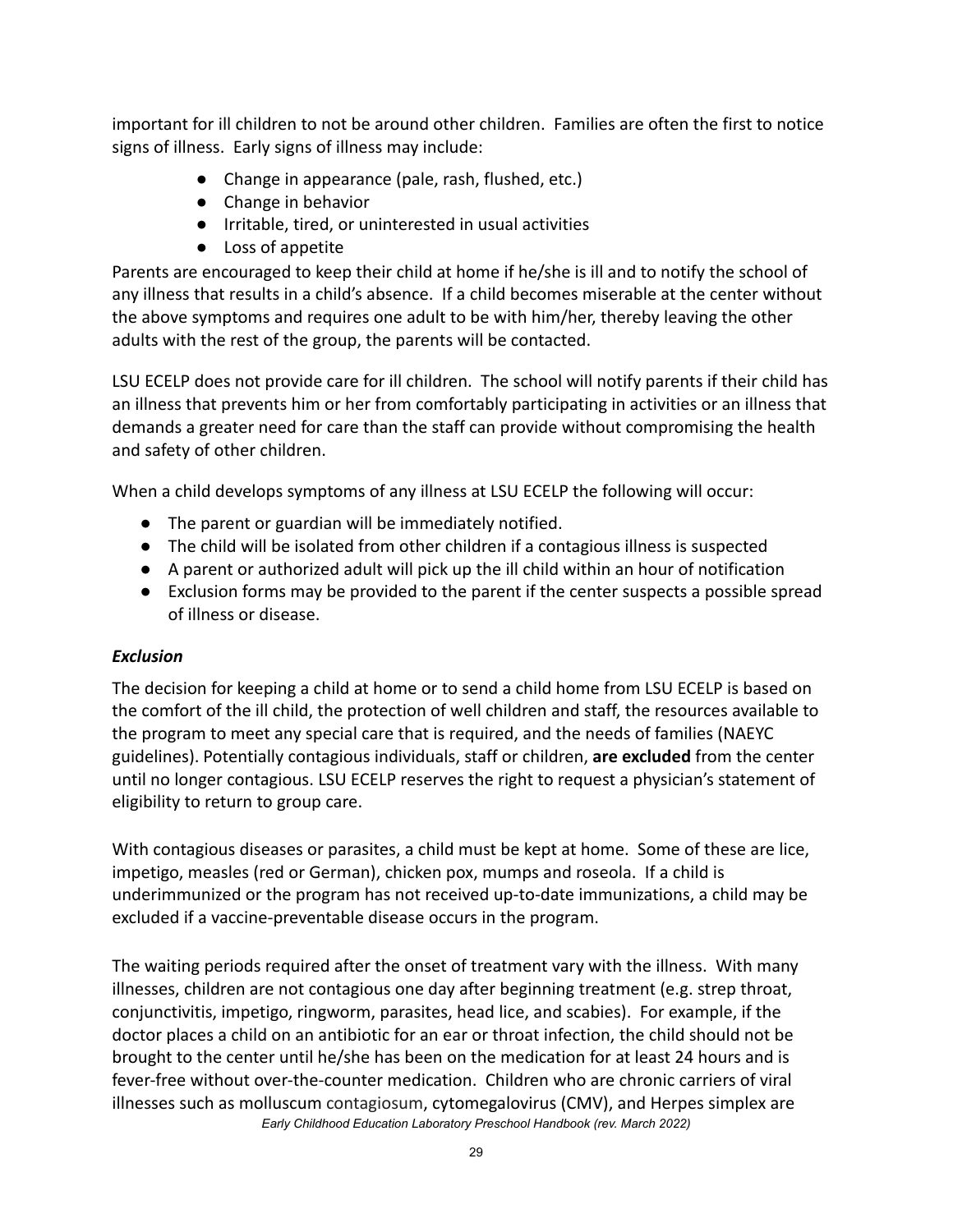important for ill children to not be around other children. Families are often the first to notice signs of illness. Early signs of illness may include:

- Change in appearance (pale, rash, flushed, etc.)
- Change in behavior
- Irritable, tired, or uninterested in usual activities
- Loss of appetite

Parents are encouraged to keep their child at home if he/she is ill and to notify the school of any illness that results in a child's absence. If a child becomes miserable at the center without the above symptoms and requires one adult to be with him/her, thereby leaving the other adults with the rest of the group, the parents will be contacted.

LSU ECELP does not provide care for ill children. The school will notify parents if their child has an illness that prevents him or her from comfortably participating in activities or an illness that demands a greater need for care than the staff can provide without compromising the health and safety of other children.

When a child develops symptoms of any illness at LSU ECELP the following will occur:

- The parent or guardian will be immediately notified.
- The child will be isolated from other children if a contagious illness is suspected
- A parent or authorized adult will pick up the ill child within an hour of notification
- Exclusion forms may be provided to the parent if the center suspects a possible spread of illness or disease.

***Exclusion***

The decision for keeping a child at home or to send a child home from LSU ECELP is based on the comfort of the ill child, the protection of well children and staff, the resources available to the program to meet any special care that is required, and the needs of families (NAEYC guidelines). Potentially contagious individuals, staff or children, **are excluded** from the center until no longer contagious. LSU ECELP reserves the right to request a physician's statement of eligibility to return to group care.

With contagious diseases or parasites, a child must be kept at home. Some of these are lice, impetigo, measles (red or German), chicken pox, mumps and roseola. If a child is underimmunized or the program has not received up-to-date immunizations, a child may be excluded if a vaccine-preventable disease occurs in the program.

The waiting periods required after the onset of treatment vary with the illness. With many illnesses, children are not contagious one day after beginning treatment (e.g. strep throat, conjunctivitis, impetigo, ringworm, parasites, head lice, and scabies). For example, if the doctor places a child on an antibiotic for an ear or throat infection, the child should not be brought to the center until he/she has been on the medication for at least 24 hours and is fever-free without over-the-counter medication. Children who are chronic carriers of viral illnesses such as molluscum contagiosum, cytomegalovirus (CMV), and Herpes simplex are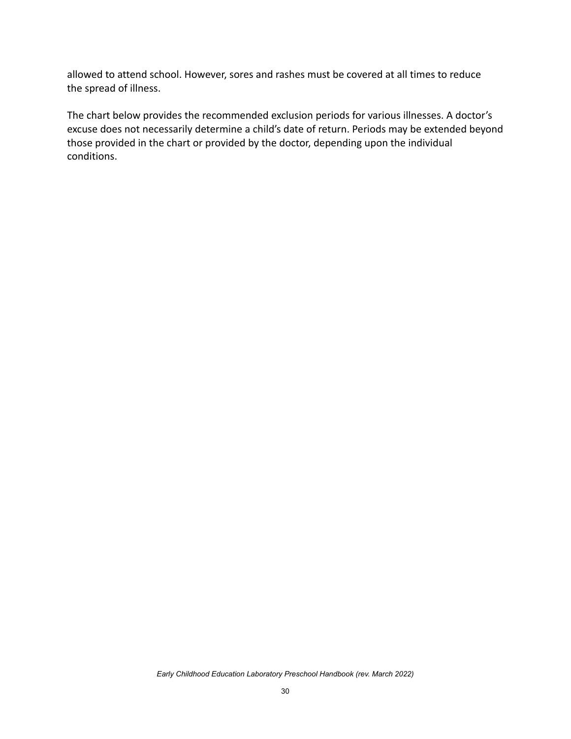allowed to attend school. However, sores and rashes must be covered at all times to reduce the spread of illness.

The chart below provides the recommended exclusion periods for various illnesses. A doctor's excuse does not necessarily determine a child's date of return. Periods may be extended beyond those provided in the chart or provided by the doctor, depending upon the individual conditions.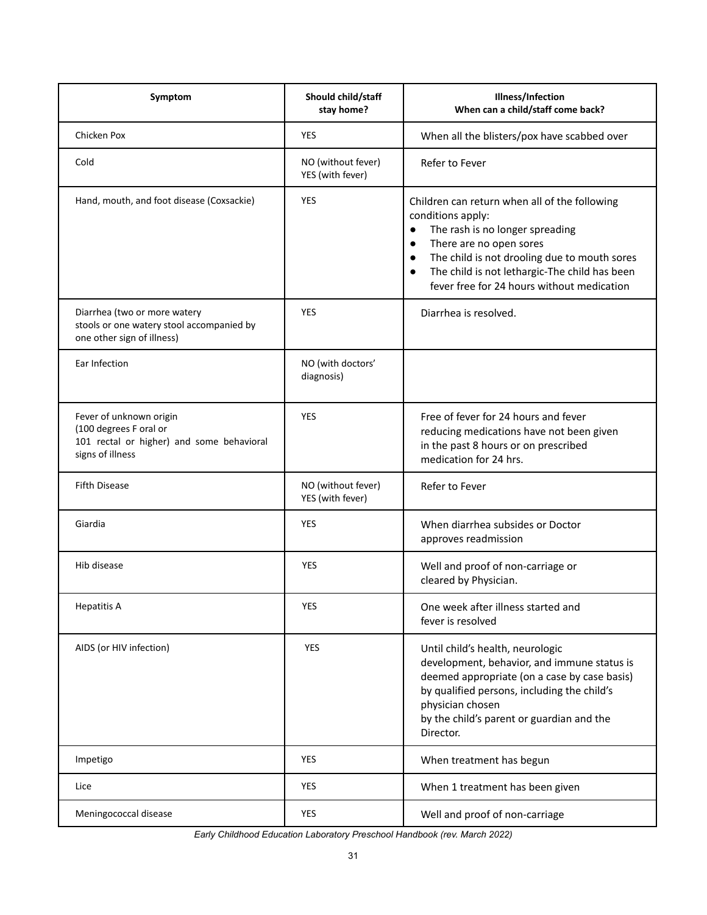| Symptom | Should child/staff stay home? | Illness/Infection When can a child/staff come back? |
|---|---|---|
| Chicken Pox | YES | When all the blisters/pox have scabbed over |
| Cold | NO (without fever) YES (with fever) | Refer to Fever |
| Hand, mouth, and foot disease (Coxsackie) | YES | Children can return when all of the following conditions apply: <br>● The rash is no longer spreading <br>● There are no open sores <br>● The child is not drooling due to mouth sores <br>● The child is not lethargic-The child has been fever free for 24 hours without medication |
| Diarrhea (two or more watery stools or one watery stool accompanied by one other sign of illness) | YES | Diarrhea is resolved. |
| Ear Infection | NO (with doctors' diagnosis) | |
| Fever of unknown origin (100 degrees F oral or 101 rectal or higher) and some behavioral signs of illness | YES | Free of fever for 24 hours and fever reducing medications have not been given in the past 8 hours or on prescribed medication for 24 hrs. |
| Fifth Disease | NO (without fever) YES (with fever) | Refer to Fever |
| Giardia | YES | When diarrhea subsides or Doctor approves readmission |
| Hib disease | YES | Well and proof of non-carriage or cleared by Physician. |
| Hepatitis A | YES | One week after illness started and fever is resolved |
| AIDS (or HIV infection) | YES | Until child's health, neurologic development, behavior, and immune status is deemed appropriate (on a case by case basis) by qualified persons, including the child's physician chosen by the child's parent or guardian and the Director. |
| Impetigo | YES | When treatment has begun |
| Lice | YES | When 1 treatment has been given |
| Meningococcal disease | YES | Well and proof of non-carriage |

*Early Childhood Education Laboratory Preschool Handbook (rev. March 2022)*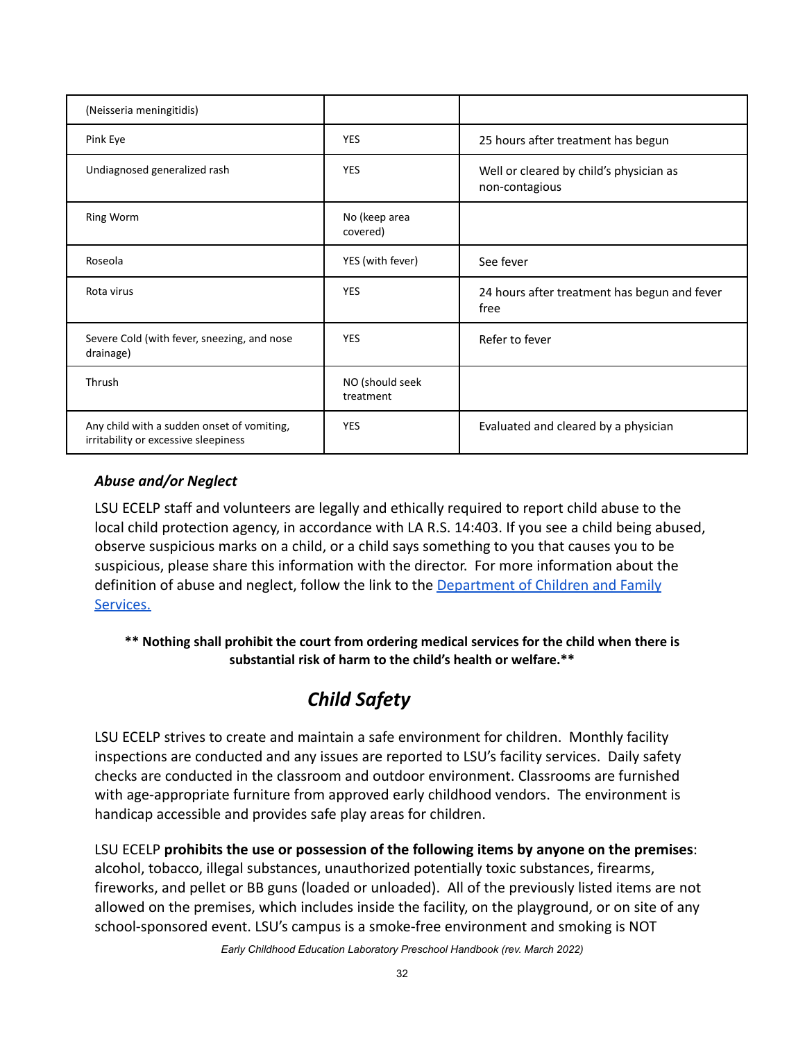| (Neisseria meningitidis) | | |
|---|---|---|
| Pink Eye | YES | 25 hours after treatment has begun |
| Undiagnosed generalized rash | YES | Well or cleared by child's physician as non-contagious |
| Ring Worm | No (keep area covered) | |
| Roseola | YES (with fever) | See fever |
| Rota virus | YES | 24 hours after treatment has begun and fever free |
| Severe Cold (with fever, sneezing, and nose drainage) | YES | Refer to fever |
| Thrush | NO (should seek treatment | |
| Any child with a sudden onset of vomiting, irritability or excessive sleepiness | YES | Evaluated and cleared by a physician |

### *Abuse and/or Neglect*

LSU ECELP staff and volunteers are legally and ethically required to report child abuse to the local child protection agency, in accordance with LA R.S. 14:403. If you see a child being abused, observe suspicious marks on a child, or a child says something to you that causes you to be suspicious, please share this information with the director. For more information about the definition of abuse and neglect, follow the link to the Department of Children and Family Services.

**\*\* Nothing shall prohibit the court from ordering medical services for the child when there is substantial risk of harm to the child's health or welfare.\*\***

## *Child Safety*

LSU ECELP strives to create and maintain a safe environment for children. Monthly facility inspections are conducted and any issues are reported to LSU's facility services. Daily safety checks are conducted in the classroom and outdoor environment. Classrooms are furnished with age-appropriate furniture from approved early childhood vendors. The environment is handicap accessible and provides safe play areas for children.

LSU ECELP **prohibits the use or possession of the following items by anyone on the premises**: alcohol, tobacco, illegal substances, unauthorized potentially toxic substances, firearms, fireworks, and pellet or BB guns (loaded or unloaded). All of the previously listed items are not allowed on the premises, which includes inside the facility, on the playground, or on site of any school-sponsored event. LSU's campus is a smoke-free environment and smoking is NOT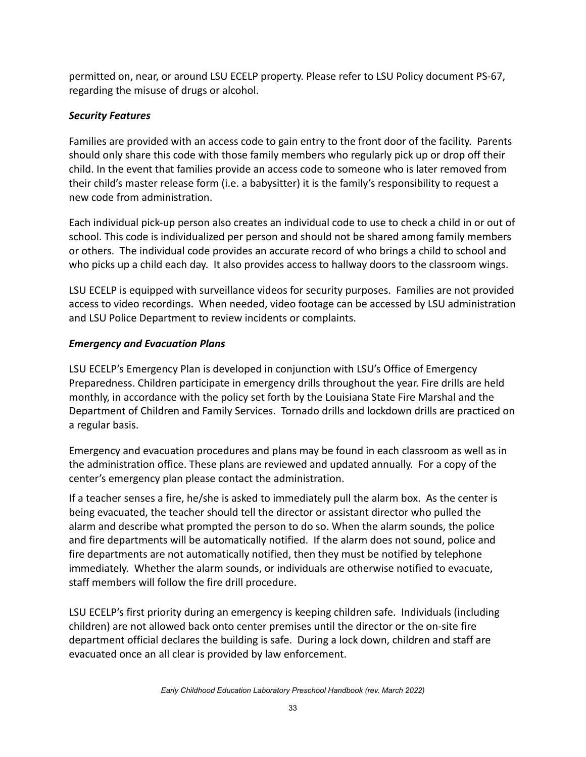permitted on, near, or around LSU ECELP property. Please refer to LSU Policy document PS-67, regarding the misuse of drugs or alcohol.

### *Security Features*

Families are provided with an access code to gain entry to the front door of the facility. Parents should only share this code with those family members who regularly pick up or drop off their child. In the event that families provide an access code to someone who is later removed from their child's master release form (i.e. a babysitter) it is the family's responsibility to request a new code from administration.

Each individual pick-up person also creates an individual code to use to check a child in or out of school. This code is individualized per person and should not be shared among family members or others. The individual code provides an accurate record of who brings a child to school and who picks up a child each day. It also provides access to hallway doors to the classroom wings.

LSU ECELP is equipped with surveillance videos for security purposes. Families are not provided access to video recordings. When needed, video footage can be accessed by LSU administration and LSU Police Department to review incidents or complaints.

### *Emergency and Evacuation Plans*

LSU ECELP's Emergency Plan is developed in conjunction with LSU's Office of Emergency Preparedness. Children participate in emergency drills throughout the year. Fire drills are held monthly, in accordance with the policy set forth by the Louisiana State Fire Marshal and the Department of Children and Family Services. Tornado drills and lockdown drills are practiced on a regular basis.

Emergency and evacuation procedures and plans may be found in each classroom as well as in the administration office. These plans are reviewed and updated annually. For a copy of the center's emergency plan please contact the administration.

If a teacher senses a fire, he/she is asked to immediately pull the alarm box. As the center is being evacuated, the teacher should tell the director or assistant director who pulled the alarm and describe what prompted the person to do so. When the alarm sounds, the police and fire departments will be automatically notified. If the alarm does not sound, police and fire departments are not automatically notified, then they must be notified by telephone immediately. Whether the alarm sounds, or individuals are otherwise notified to evacuate, staff members will follow the fire drill procedure.

LSU ECELP's first priority during an emergency is keeping children safe. Individuals (including children) are not allowed back onto center premises until the director or the on-site fire department official declares the building is safe. During a lock down, children and staff are evacuated once an all clear is provided by law enforcement.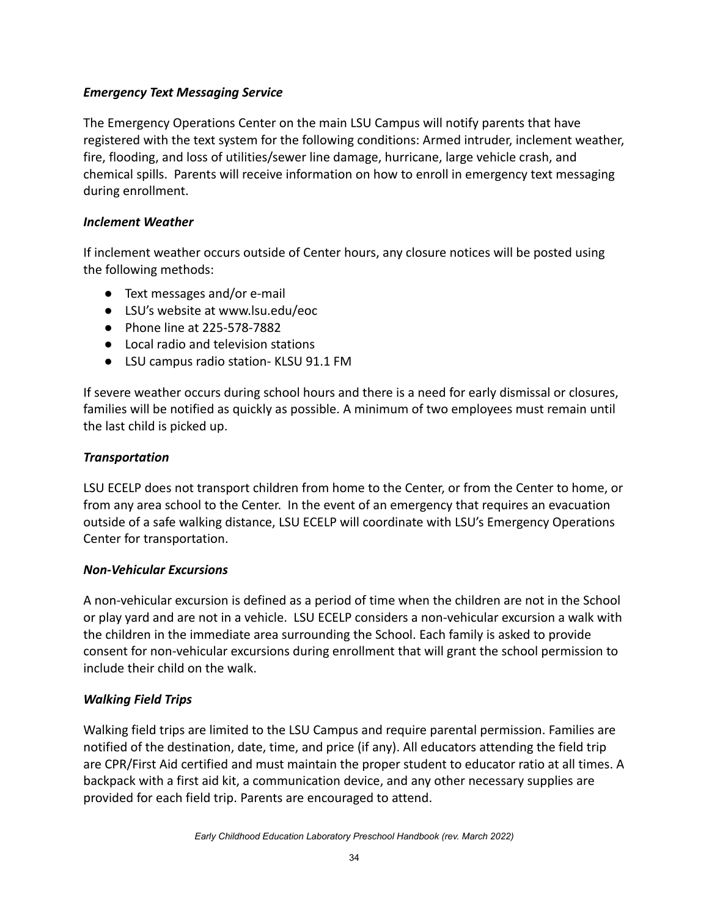***Emergency Text Messaging Service***

The Emergency Operations Center on the main LSU Campus will notify parents that have registered with the text system for the following conditions: Armed intruder, inclement weather, fire, flooding, and loss of utilities/sewer line damage, hurricane, large vehicle crash, and chemical spills.  Parents will receive information on how to enroll in emergency text messaging during enrollment.

***Inclement Weather***

If inclement weather occurs outside of Center hours, any closure notices will be posted using the following methods:

- Text messages and/or e-mail
- LSU's website at www.lsu.edu/eoc
- Phone line at 225-578-7882
- Local radio and television stations
- LSU campus radio station- KLSU 91.1 FM

If severe weather occurs during school hours and there is a need for early dismissal or closures, families will be notified as quickly as possible. A minimum of two employees must remain until the last child is picked up.

***Transportation***

LSU ECELP does not transport children from home to the Center, or from the Center to home, or from any area school to the Center.  In the event of an emergency that requires an evacuation outside of a safe walking distance, LSU ECELP will coordinate with LSU's Emergency Operations Center for transportation.

***Non-Vehicular Excursions***

A non-vehicular excursion is defined as a period of time when the children are not in the School or play yard and are not in a vehicle.  LSU ECELP considers a non-vehicular excursion a walk with the children in the immediate area surrounding the School. Each family is asked to provide consent for non-vehicular excursions during enrollment that will grant the school permission to include their child on the walk.

***Walking Field Trips***

Walking field trips are limited to the LSU Campus and require parental permission. Families are notified of the destination, date, time, and price (if any). All educators attending the field trip are CPR/First Aid certified and must maintain the proper student to educator ratio at all times. A backpack with a first aid kit, a communication device, and any other necessary supplies are provided for each field trip. Parents are encouraged to attend.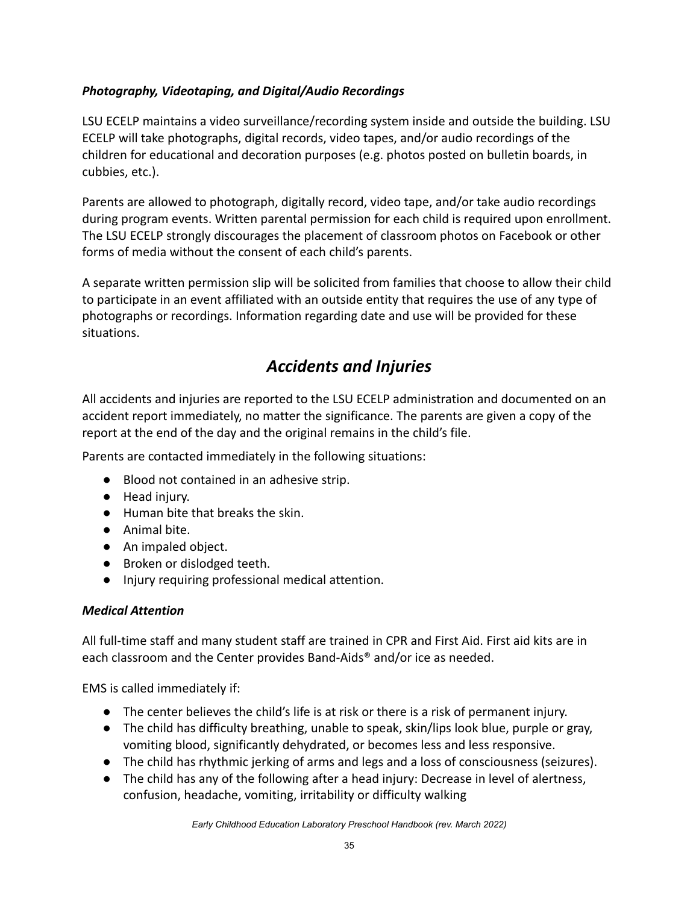### *Photography, Videotaping, and Digital/Audio Recordings*

LSU ECELP maintains a video surveillance/recording system inside and outside the building. LSU ECELP will take photographs, digital records, video tapes, and/or audio recordings of the children for educational and decoration purposes (e.g. photos posted on bulletin boards, in cubbies, etc.).

Parents are allowed to photograph, digitally record, video tape, and/or take audio recordings during program events. Written parental permission for each child is required upon enrollment. The LSU ECELP strongly discourages the placement of classroom photos on Facebook or other forms of media without the consent of each child's parents.

A separate written permission slip will be solicited from families that choose to allow their child to participate in an event affiliated with an outside entity that requires the use of any type of photographs or recordings. Information regarding date and use will be provided for these situations.

## *Accidents and Injuries*

All accidents and injuries are reported to the LSU ECELP administration and documented on an accident report immediately, no matter the significance. The parents are given a copy of the report at the end of the day and the original remains in the child's file.

Parents are contacted immediately in the following situations:

- Blood not contained in an adhesive strip.
- Head injury.
- Human bite that breaks the skin.
- Animal bite.
- An impaled object.
- Broken or dislodged teeth.
- Injury requiring professional medical attention.

### *Medical Attention*

All full-time staff and many student staff are trained in CPR and First Aid. First aid kits are in each classroom and the Center provides Band-Aids® and/or ice as needed.

EMS is called immediately if:

- The center believes the child's life is at risk or there is a risk of permanent injury.
- The child has difficulty breathing, unable to speak, skin/lips look blue, purple or gray, vomiting blood, significantly dehydrated, or becomes less and less responsive.
- The child has rhythmic jerking of arms and legs and a loss of consciousness (seizures).
- The child has any of the following after a head injury: Decrease in level of alertness, confusion, headache, vomiting, irritability or difficulty walking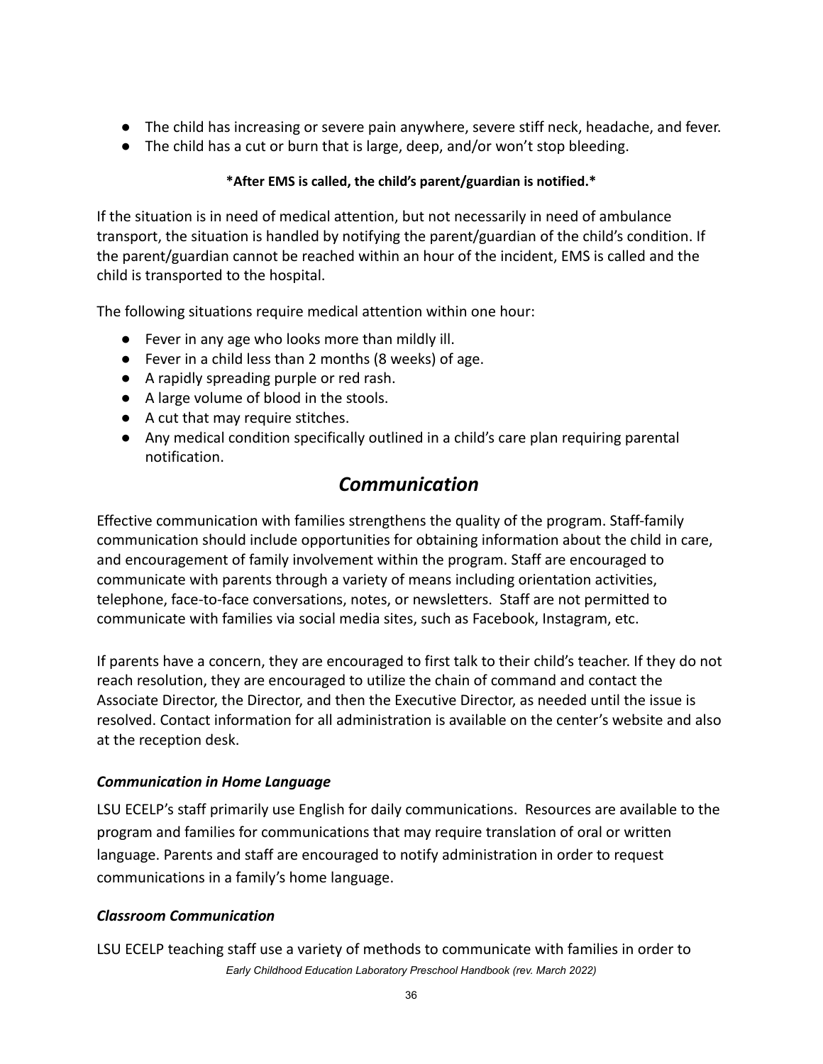- The child has increasing or severe pain anywhere, severe stiff neck, headache, and fever.
- The child has a cut or burn that is large, deep, and/or won't stop bleeding.

**\*After EMS is called, the child's parent/guardian is notified.\***

If the situation is in need of medical attention, but not necessarily in need of ambulance transport, the situation is handled by notifying the parent/guardian of the child's condition. If the parent/guardian cannot be reached within an hour of the incident, EMS is called and the child is transported to the hospital.

The following situations require medical attention within one hour:

- Fever in any age who looks more than mildly ill.
- Fever in a child less than 2 months (8 weeks) of age.
- A rapidly spreading purple or red rash.
- A large volume of blood in the stools.
- A cut that may require stitches.
- Any medical condition specifically outlined in a child's care plan requiring parental notification.

## *Communication*

Effective communication with families strengthens the quality of the program. Staff-family communication should include opportunities for obtaining information about the child in care, and encouragement of family involvement within the program. Staff are encouraged to communicate with parents through a variety of means including orientation activities, telephone, face-to-face conversations, notes, or newsletters. Staff are not permitted to communicate with families via social media sites, such as Facebook, Instagram, etc.

If parents have a concern, they are encouraged to first talk to their child's teacher. If they do not reach resolution, they are encouraged to utilize the chain of command and contact the Associate Director, the Director, and then the Executive Director, as needed until the issue is resolved. Contact information for all administration is available on the center's website and also at the reception desk.

### *Communication in Home Language*

LSU ECELP's staff primarily use English for daily communications. Resources are available to the program and families for communications that may require translation of oral or written language. Parents and staff are encouraged to notify administration in order to request communications in a family's home language.

### *Classroom Communication*

LSU ECELP teaching staff use a variety of methods to communicate with families in order to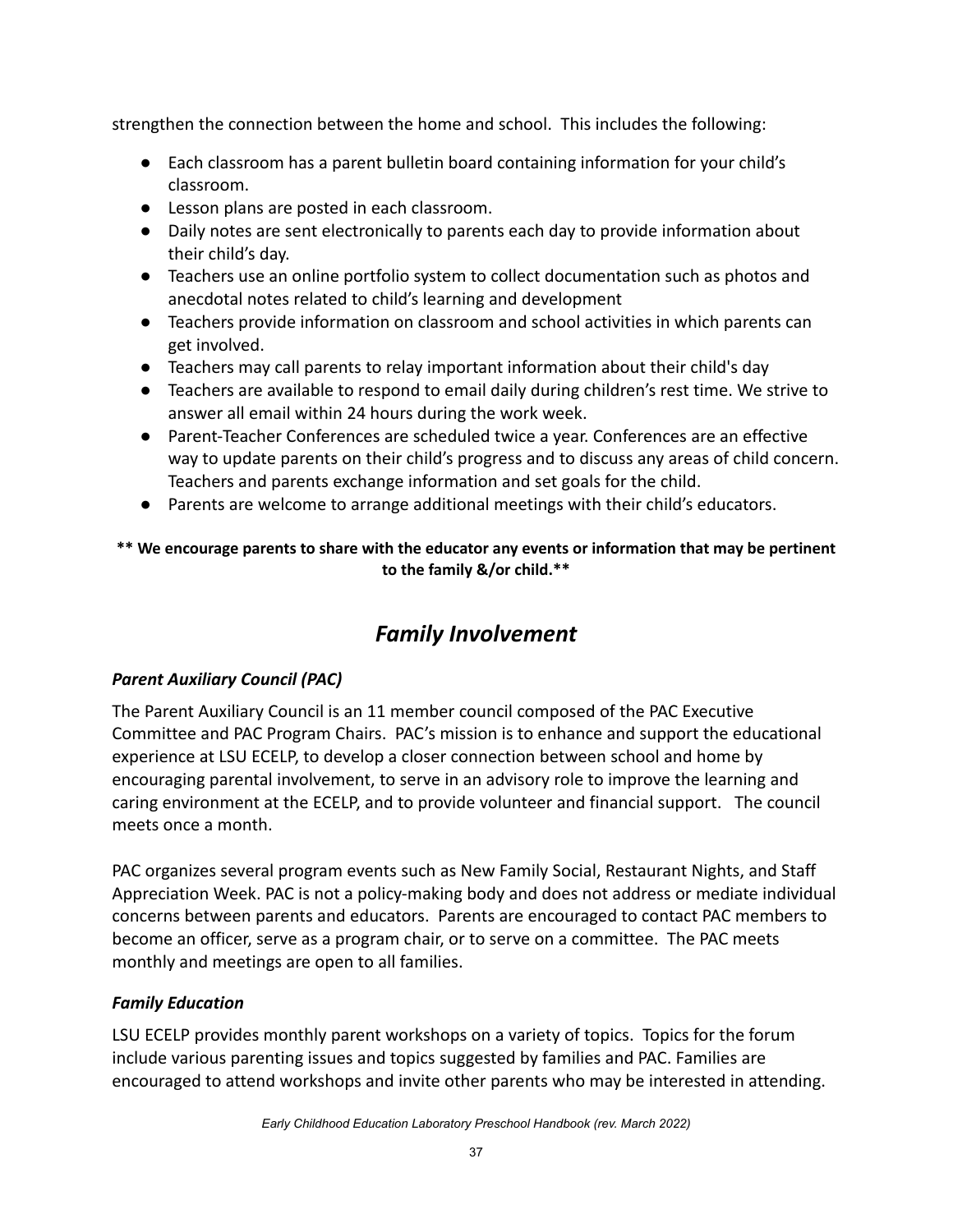strengthen the connection between the home and school. This includes the following:

- Each classroom has a parent bulletin board containing information for your child's classroom.
- Lesson plans are posted in each classroom.
- Daily notes are sent electronically to parents each day to provide information about their child's day.
- Teachers use an online portfolio system to collect documentation such as photos and anecdotal notes related to child's learning and development
- Teachers provide information on classroom and school activities in which parents can get involved.
- Teachers may call parents to relay important information about their child's day
- Teachers are available to respond to email daily during children's rest time. We strive to answer all email within 24 hours during the work week.
- Parent-Teacher Conferences are scheduled twice a year. Conferences are an effective way to update parents on their child's progress and to discuss any areas of child concern. Teachers and parents exchange information and set goals for the child.
- Parents are welcome to arrange additional meetings with their child's educators.

**\*\* We encourage parents to share with the educator any events or information that may be pertinent to the family &/or child.\*\***

## *Family Involvement*

### *Parent Auxiliary Council (PAC)*

The Parent Auxiliary Council is an 11 member council composed of the PAC Executive Committee and PAC Program Chairs. PAC's mission is to enhance and support the educational experience at LSU ECELP, to develop a closer connection between school and home by encouraging parental involvement, to serve in an advisory role to improve the learning and caring environment at the ECELP, and to provide volunteer and financial support. The council meets once a month.

PAC organizes several program events such as New Family Social, Restaurant Nights, and Staff Appreciation Week. PAC is not a policy-making body and does not address or mediate individual concerns between parents and educators. Parents are encouraged to contact PAC members to become an officer, serve as a program chair, or to serve on a committee. The PAC meets monthly and meetings are open to all families.

### *Family Education*

LSU ECELP provides monthly parent workshops on a variety of topics. Topics for the forum include various parenting issues and topics suggested by families and PAC. Families are encouraged to attend workshops and invite other parents who may be interested in attending.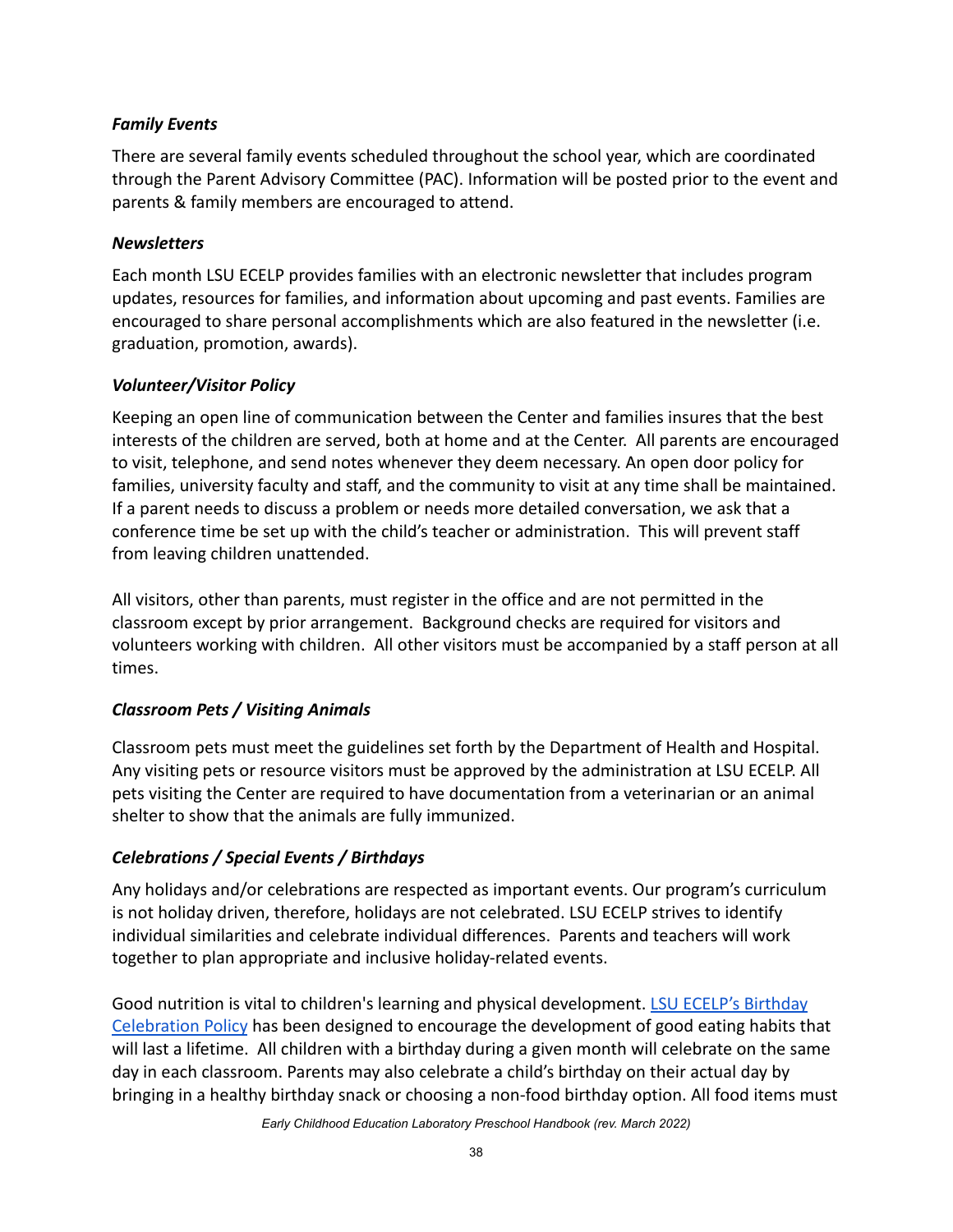### *Family Events*

There are several family events scheduled throughout the school year, which are coordinated through the Parent Advisory Committee (PAC). Information will be posted prior to the event and parents & family members are encouraged to attend.

### *Newsletters*

Each month LSU ECELP provides families with an electronic newsletter that includes program updates, resources for families, and information about upcoming and past events. Families are encouraged to share personal accomplishments which are also featured in the newsletter (i.e. graduation, promotion, awards).

### *Volunteer/Visitor Policy*

Keeping an open line of communication between the Center and families insures that the best interests of the children are served, both at home and at the Center. All parents are encouraged to visit, telephone, and send notes whenever they deem necessary. An open door policy for families, university faculty and staff, and the community to visit at any time shall be maintained. If a parent needs to discuss a problem or needs more detailed conversation, we ask that a conference time be set up with the child's teacher or administration. This will prevent staff from leaving children unattended.

All visitors, other than parents, must register in the office and are not permitted in the classroom except by prior arrangement. Background checks are required for visitors and volunteers working with children. All other visitors must be accompanied by a staff person at all times.

### *Classroom Pets / Visiting Animals*

Classroom pets must meet the guidelines set forth by the Department of Health and Hospital. Any visiting pets or resource visitors must be approved by the administration at LSU ECELP. All pets visiting the Center are required to have documentation from a veterinarian or an animal shelter to show that the animals are fully immunized.

### *Celebrations / Special Events / Birthdays*

Any holidays and/or celebrations are respected as important events. Our program's curriculum is not holiday driven, therefore, holidays are not celebrated. LSU ECELP strives to identify individual similarities and celebrate individual differences. Parents and teachers will work together to plan appropriate and inclusive holiday-related events.

Good nutrition is vital to children's learning and physical development. LSU ECELP's Birthday Celebration Policy has been designed to encourage the development of good eating habits that will last a lifetime. All children with a birthday during a given month will celebrate on the same day in each classroom. Parents may also celebrate a child's birthday on their actual day by bringing in a healthy birthday snack or choosing a non-food birthday option. All food items must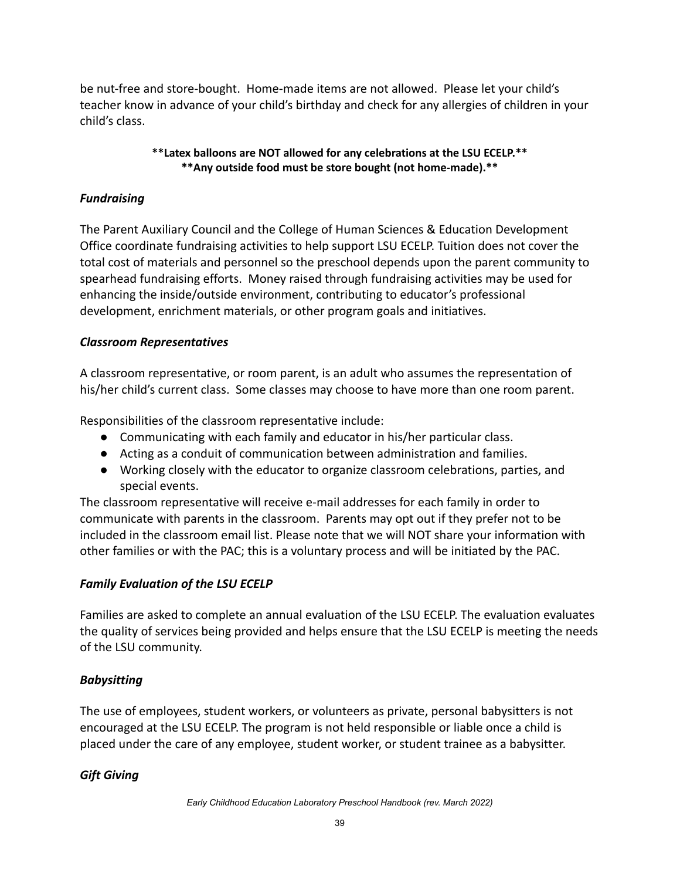be nut-free and store-bought. Home-made items are not allowed. Please let your child's teacher know in advance of your child's birthday and check for any allergies of children in your child's class.

**\*\*Latex balloons are NOT allowed for any celebrations at the LSU ECELP.\*\***
**\*\*Any outside food must be store bought (not home-made).\*\***

### *Fundraising*

The Parent Auxiliary Council and the College of Human Sciences & Education Development Office coordinate fundraising activities to help support LSU ECELP. Tuition does not cover the total cost of materials and personnel so the preschool depends upon the parent community to spearhead fundraising efforts. Money raised through fundraising activities may be used for enhancing the inside/outside environment, contributing to educator's professional development, enrichment materials, or other program goals and initiatives.

### *Classroom Representatives*

A classroom representative, or room parent, is an adult who assumes the representation of his/her child's current class. Some classes may choose to have more than one room parent.

Responsibilities of the classroom representative include:

- Communicating with each family and educator in his/her particular class.
- Acting as a conduit of communication between administration and families.
- Working closely with the educator to organize classroom celebrations, parties, and special events.

The classroom representative will receive e-mail addresses for each family in order to communicate with parents in the classroom. Parents may opt out if they prefer not to be included in the classroom email list. Please note that we will NOT share your information with other families or with the PAC; this is a voluntary process and will be initiated by the PAC.

### *Family Evaluation of the LSU ECELP*

Families are asked to complete an annual evaluation of the LSU ECELP. The evaluation evaluates the quality of services being provided and helps ensure that the LSU ECELP is meeting the needs of the LSU community.

### *Babysitting*

The use of employees, student workers, or volunteers as private, personal babysitters is not encouraged at the LSU ECELP. The program is not held responsible or liable once a child is placed under the care of any employee, student worker, or student trainee as a babysitter.

### *Gift Giving*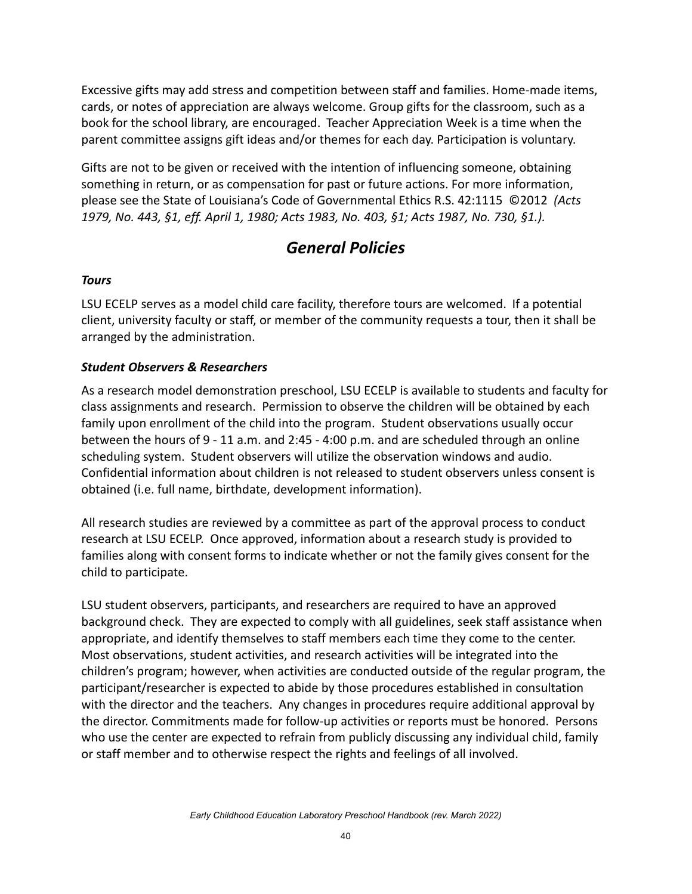Excessive gifts may add stress and competition between staff and families. Home-made items, cards, or notes of appreciation are always welcome. Group gifts for the classroom, such as a book for the school library, are encouraged. Teacher Appreciation Week is a time when the parent committee assigns gift ideas and/or themes for each day. Participation is voluntary.

Gifts are not to be given or received with the intention of influencing someone, obtaining something in return, or as compensation for past or future actions. For more information, please see the State of Louisiana's Code of Governmental Ethics R.S. 42:1115 ©2012 *(Acts 1979, No. 443, §1, eff. April 1, 1980; Acts 1983, No. 403, §1; Acts 1987, No. 730, §1.).*

# *General Policies*

### *Tours*

LSU ECELP serves as a model child care facility, therefore tours are welcomed. If a potential client, university faculty or staff, or member of the community requests a tour, then it shall be arranged by the administration.

### *Student Observers & Researchers*

As a research model demonstration preschool, LSU ECELP is available to students and faculty for class assignments and research. Permission to observe the children will be obtained by each family upon enrollment of the child into the program. Student observations usually occur between the hours of 9 - 11 a.m. and 2:45 - 4:00 p.m. and are scheduled through an online scheduling system. Student observers will utilize the observation windows and audio. Confidential information about children is not released to student observers unless consent is obtained (i.e. full name, birthdate, development information).

All research studies are reviewed by a committee as part of the approval process to conduct research at LSU ECELP. Once approved, information about a research study is provided to families along with consent forms to indicate whether or not the family gives consent for the child to participate.

LSU student observers, participants, and researchers are required to have an approved background check. They are expected to comply with all guidelines, seek staff assistance when appropriate, and identify themselves to staff members each time they come to the center. Most observations, student activities, and research activities will be integrated into the children's program; however, when activities are conducted outside of the regular program, the participant/researcher is expected to abide by those procedures established in consultation with the director and the teachers. Any changes in procedures require additional approval by the director. Commitments made for follow-up activities or reports must be honored. Persons who use the center are expected to refrain from publicly discussing any individual child, family or staff member and to otherwise respect the rights and feelings of all involved.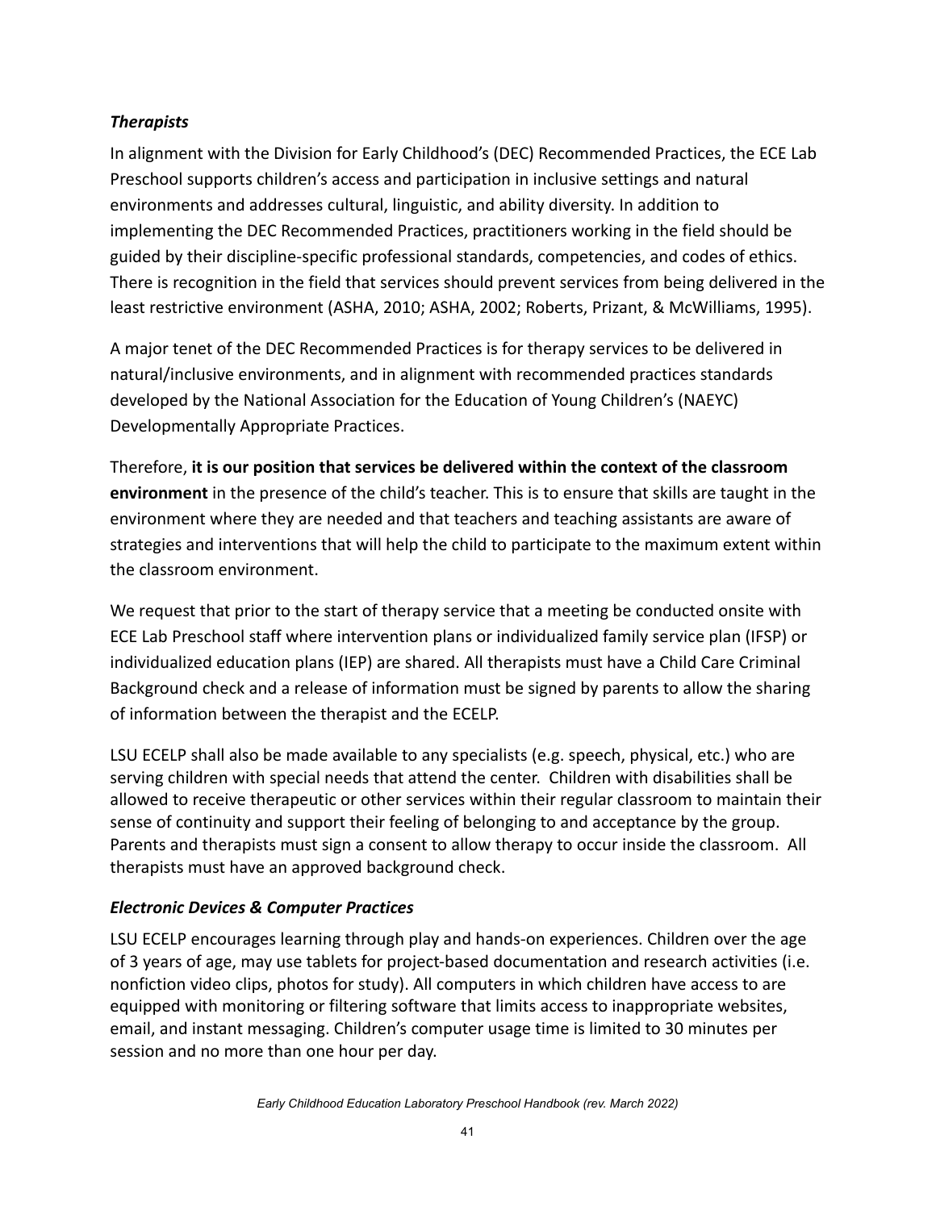### *Therapists*

In alignment with the Division for Early Childhood's (DEC) Recommended Practices, the ECE Lab Preschool supports children's access and participation in inclusive settings and natural environments and addresses cultural, linguistic, and ability diversity. In addition to implementing the DEC Recommended Practices, practitioners working in the field should be guided by their discipline-specific professional standards, competencies, and codes of ethics. There is recognition in the field that services should prevent services from being delivered in the least restrictive environment (ASHA, 2010; ASHA, 2002; Roberts, Prizant, & McWilliams, 1995).

A major tenet of the DEC Recommended Practices is for therapy services to be delivered in natural/inclusive environments, and in alignment with recommended practices standards developed by the National Association for the Education of Young Children's (NAEYC) Developmentally Appropriate Practices.

Therefore, **it is our position that services be delivered within the context of the classroom environment** in the presence of the child's teacher. This is to ensure that skills are taught in the environment where they are needed and that teachers and teaching assistants are aware of strategies and interventions that will help the child to participate to the maximum extent within the classroom environment.

We request that prior to the start of therapy service that a meeting be conducted onsite with ECE Lab Preschool staff where intervention plans or individualized family service plan (IFSP) or individualized education plans (IEP) are shared. All therapists must have a Child Care Criminal Background check and a release of information must be signed by parents to allow the sharing of information between the therapist and the ECELP.

LSU ECELP shall also be made available to any specialists (e.g. speech, physical, etc.) who are serving children with special needs that attend the center. Children with disabilities shall be allowed to receive therapeutic or other services within their regular classroom to maintain their sense of continuity and support their feeling of belonging to and acceptance by the group. Parents and therapists must sign a consent to allow therapy to occur inside the classroom. All therapists must have an approved background check.

### *Electronic Devices & Computer Practices*

LSU ECELP encourages learning through play and hands-on experiences. Children over the age of 3 years of age, may use tablets for project-based documentation and research activities (i.e. nonfiction video clips, photos for study). All computers in which children have access to are equipped with monitoring or filtering software that limits access to inappropriate websites, email, and instant messaging. Children's computer usage time is limited to 30 minutes per session and no more than one hour per day.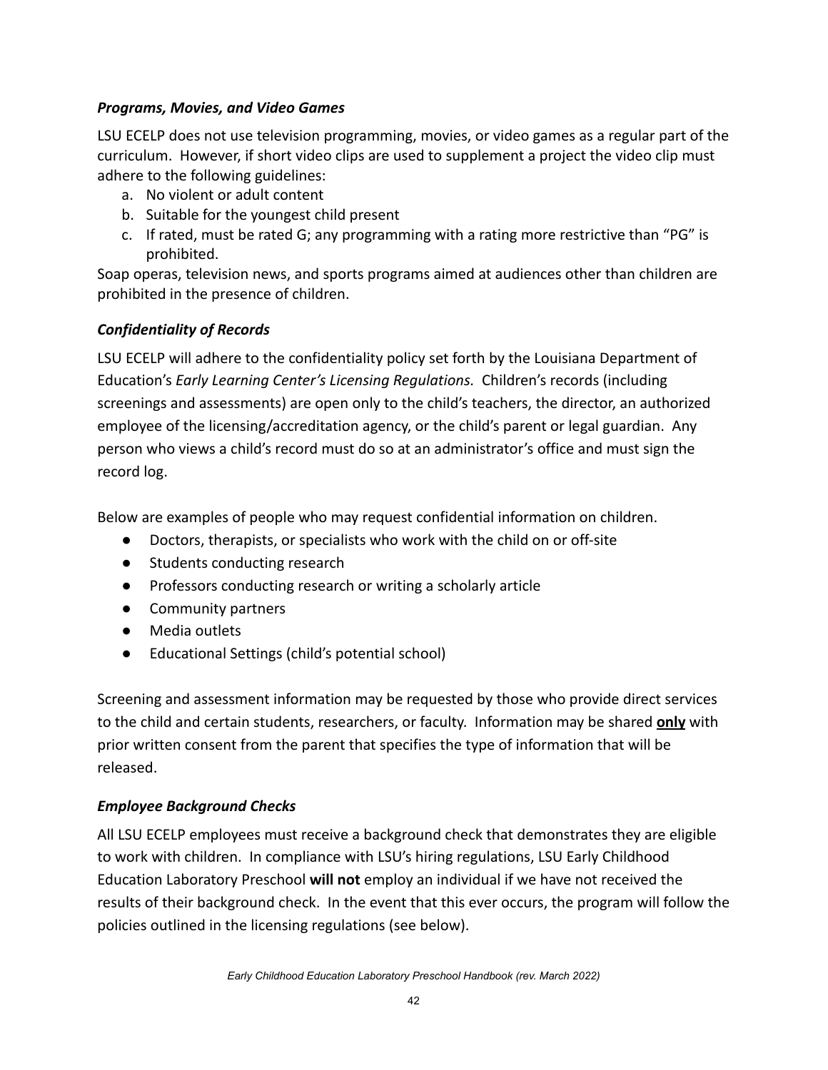### ***Programs, Movies, and Video Games***

LSU ECELP does not use television programming, movies, or video games as a regular part of the curriculum. However, if short video clips are used to supplement a project the video clip must adhere to the following guidelines:

a. No violent or adult content
b. Suitable for the youngest child present
c. If rated, must be rated G; any programming with a rating more restrictive than "PG" is prohibited.

Soap operas, television news, and sports programs aimed at audiences other than children are prohibited in the presence of children.

### ***Confidentiality of Records***

LSU ECELP will adhere to the confidentiality policy set forth by the Louisiana Department of Education's *Early Learning Center's Licensing Regulations.* Children's records (including screenings and assessments) are open only to the child's teachers, the director, an authorized employee of the licensing/accreditation agency, or the child's parent or legal guardian. Any person who views a child's record must do so at an administrator's office and must sign the record log.

Below are examples of people who may request confidential information on children.

- Doctors, therapists, or specialists who work with the child on or off-site
- Students conducting research
- Professors conducting research or writing a scholarly article
- Community partners
- Media outlets
- Educational Settings (child's potential school)

Screening and assessment information may be requested by those who provide direct services to the child and certain students, researchers, or faculty. Information may be shared **<u>only</u>** with prior written consent from the parent that specifies the type of information that will be released.

### ***Employee Background Checks***

All LSU ECELP employees must receive a background check that demonstrates they are eligible to work with children. In compliance with LSU's hiring regulations, LSU Early Childhood Education Laboratory Preschool **will not** employ an individual if we have not received the results of their background check. In the event that this ever occurs, the program will follow the policies outlined in the licensing regulations (see below).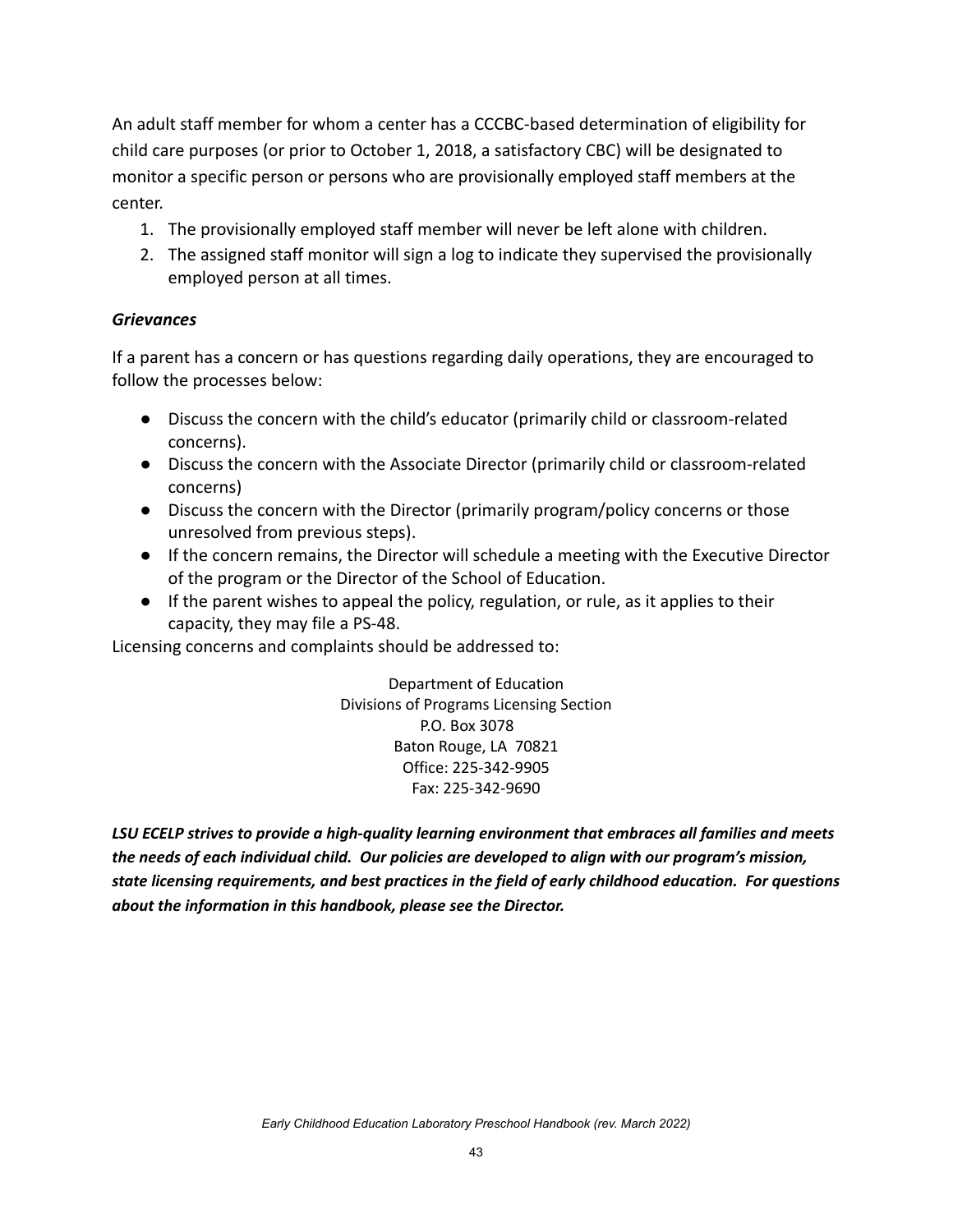An adult staff member for whom a center has a CCCBC-based determination of eligibility for child care purposes (or prior to October 1, 2018, a satisfactory CBC) will be designated to monitor a specific person or persons who are provisionally employed staff members at the center.

1. The provisionally employed staff member will never be left alone with children.
2. The assigned staff monitor will sign a log to indicate they supervised the provisionally employed person at all times.

### *Grievances*

If a parent has a concern or has questions regarding daily operations, they are encouraged to follow the processes below:

- Discuss the concern with the child's educator (primarily child or classroom-related concerns).
- Discuss the concern with the Associate Director (primarily child or classroom-related concerns)
- Discuss the concern with the Director (primarily program/policy concerns or those unresolved from previous steps).
- If the concern remains, the Director will schedule a meeting with the Executive Director of the program or the Director of the School of Education.
- If the parent wishes to appeal the policy, regulation, or rule, as it applies to their capacity, they may file a PS-48.

Licensing concerns and complaints should be addressed to:

Department of Education
Divisions of Programs Licensing Section
P.O. Box 3078
Baton Rouge, LA 70821
Office: 225-342-9905
Fax: 225-342-9690

***LSU ECELP strives to provide a high-quality learning environment that embraces all families and meets the needs of each individual child. Our policies are developed to align with our program's mission, state licensing requirements, and best practices in the field of early childhood education. For questions about the information in this handbook, please see the Director.***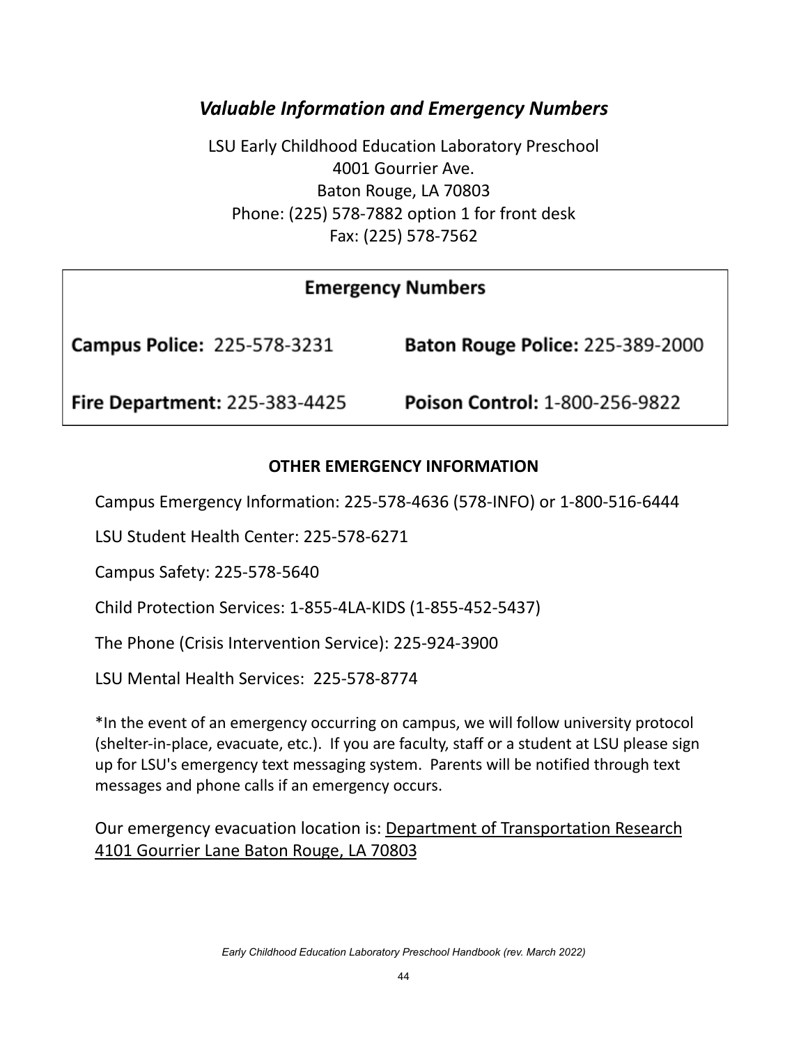## *Valuable Information and Emergency Numbers*

LSU Early Childhood Education Laboratory Preschool
4001 Gourrier Ave.
Baton Rouge, LA 70803
Phone: (225) 578-7882 option 1 for front desk
Fax: (225) 578-7562

### Emergency Numbers

| | |
|---|---|
| **Campus Police:** 225-578-3231 | **Baton Rouge Police:** 225-389-2000 |
| **Fire Department:** 225-383-4425 | **Poison Control:** 1-800-256-9822 |

**OTHER EMERGENCY INFORMATION**

Campus Emergency Information: 225-578-4636 (578-INFO) or 1-800-516-6444

LSU Student Health Center: 225-578-6271

Campus Safety: 225-578-5640

Child Protection Services: 1-855-4LA-KIDS (1-855-452-5437)

The Phone (Crisis Intervention Service): 225-924-3900

LSU Mental Health Services: 225-578-8774

*In the event of an emergency occurring on campus, we will follow university protocol (shelter-in-place, evacuate, etc.). If you are faculty, staff or a student at LSU please sign up for LSU's emergency text messaging system. Parents will be notified through text messages and phone calls if an emergency occurs.

Our emergency evacuation location is: Department of Transportation Research 4101 Gourrier Lane Baton Rouge, LA 70803